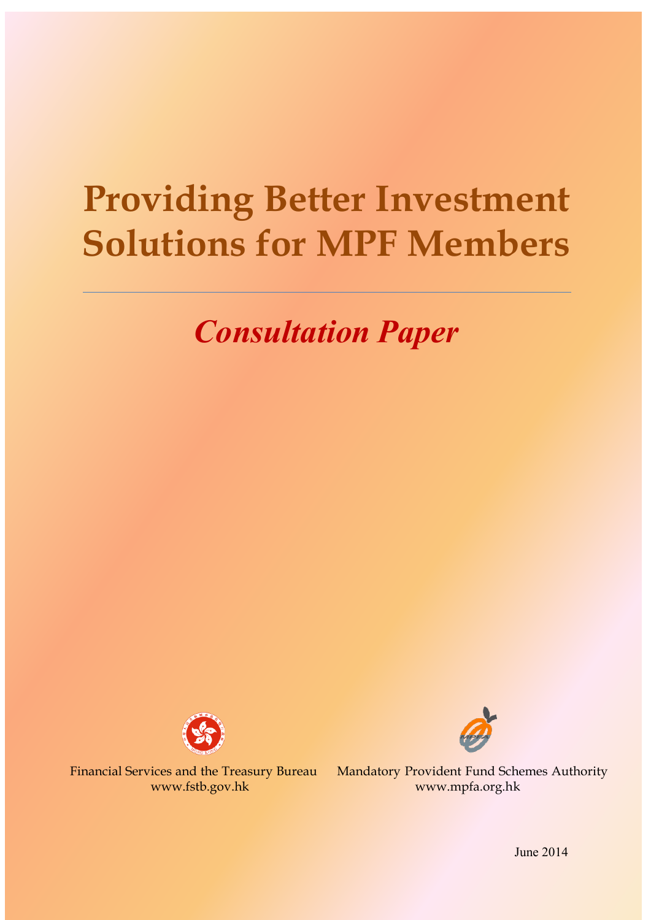# Providing Better Investment Solutions for MPF Members

## *Consultation Paper*

Financial Services and the Treasury Bureau
www.fstb.gov.hk

Mandatory Provident Fund Schemes Authority
www.mpfa.org.hk

June 2014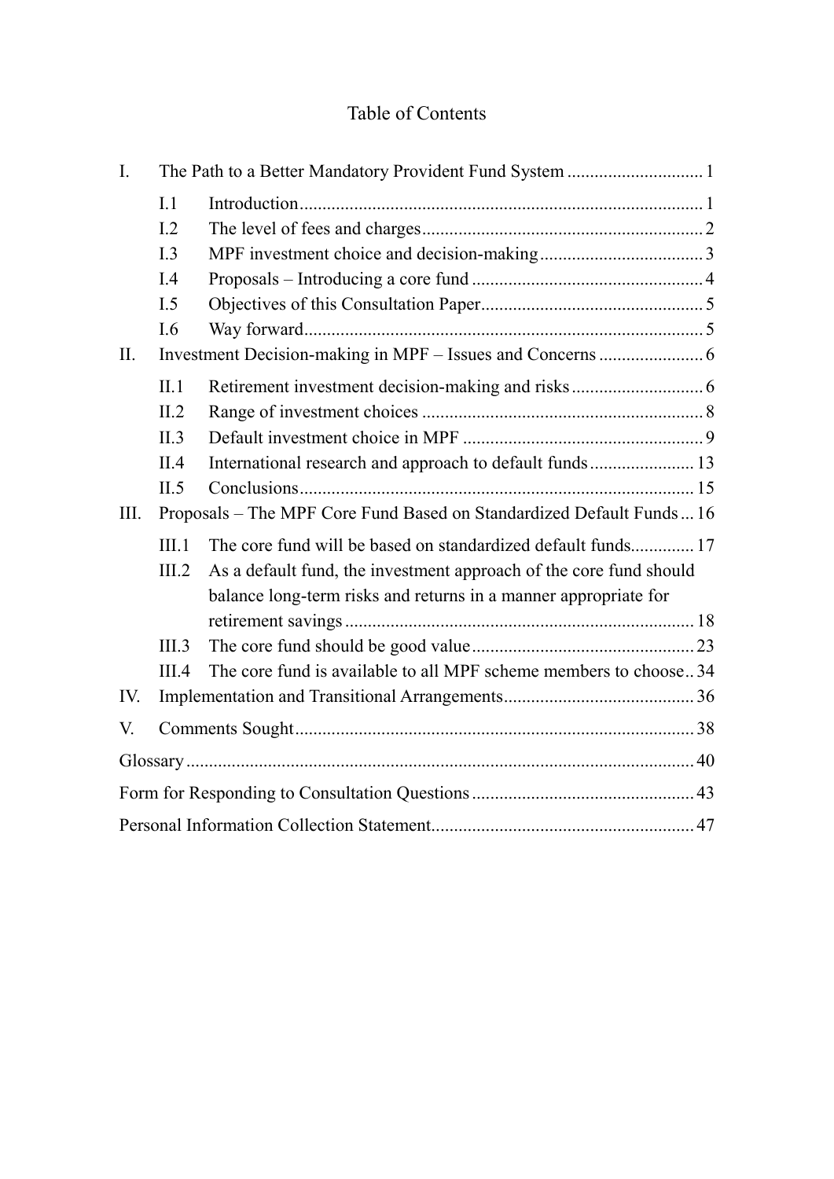# Table of Contents

| | | | |
|---|---|---|---|
| I. | The Path to a Better Mandatory Provident Fund System | | 1 |
| | I.1 | Introduction | 1 |
| | I.2 | The level of fees and charges | 2 |
| | I.3 | MPF investment choice and decision-making | 3 |
| | I.4 | Proposals – Introducing a core fund | 4 |
| | I.5 | Objectives of this Consultation Paper | 5 |
| | I.6 | Way forward | 5 |
| II. | Investment Decision-making in MPF – Issues and Concerns | | 6 |
| | II.1 | Retirement investment decision-making and risks | 6 |
| | II.2 | Range of investment choices | 8 |
| | II.3 | Default investment choice in MPF | 9 |
| | II.4 | International research and approach to default funds | 13 |
| | II.5 | Conclusions | 15 |
| III. | Proposals – The MPF Core Fund Based on Standardized Default Funds | | 16 |
| | III.1 | The core fund will be based on standardized default funds | 17 |
| | III.2 | As a default fund, the investment approach of the core fund should balance long-term risks and returns in a manner appropriate for retirement savings | 18 |
| | III.3 | The core fund should be good value | 23 |
| | III.4 | The core fund is available to all MPF scheme members to choose | 34 |
| IV. | Implementation and Transitional Arrangements | | 36 |
| V. | Comments Sought | | 38 |
| Glossary | | | 40 |
| Form for Responding to Consultation Questions | | | 43 |
| Personal Information Collection Statement | | | 47 |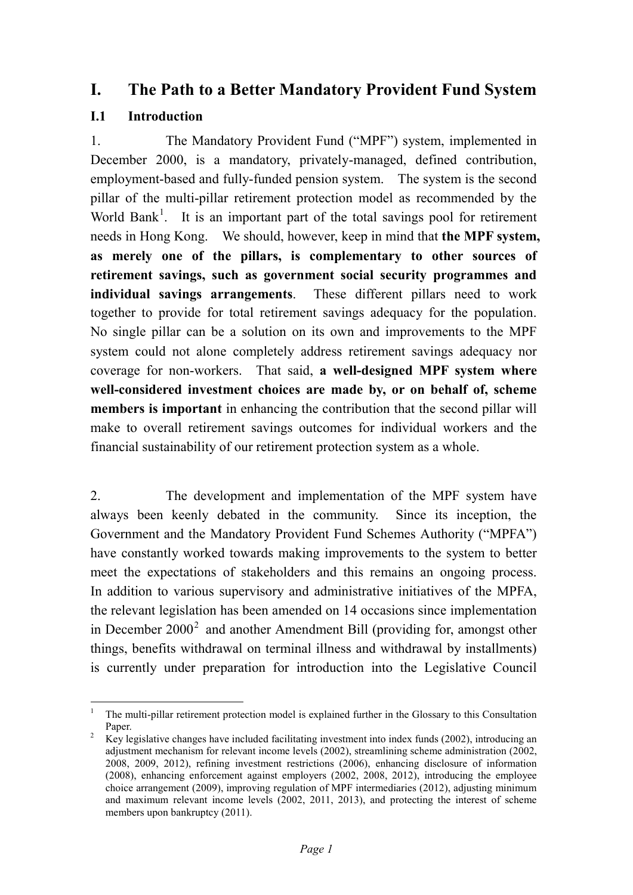# I. The Path to a Better Mandatory Provident Fund System

## I.1 Introduction

1. The Mandatory Provident Fund ("MPF") system, implemented in December 2000, is a mandatory, privately-managed, defined contribution, employment-based and fully-funded pension system. The system is the second pillar of the multi-pillar retirement protection model as recommended by the World Bank[1]. It is an important part of the total savings pool for retirement needs in Hong Kong. We should, however, keep in mind that **the MPF system, as merely one of the pillars, is complementary to other sources of retirement savings, such as government social security programmes and individual savings arrangements**. These different pillars need to work together to provide for total retirement savings adequacy for the population. No single pillar can be a solution on its own and improvements to the MPF system could not alone completely address retirement savings adequacy nor coverage for non-workers. That said, **a well-designed MPF system where well-considered investment choices are made by, or on behalf of, scheme members is important** in enhancing the contribution that the second pillar will make to overall retirement savings outcomes for individual workers and the financial sustainability of our retirement protection system as a whole.

2. The development and implementation of the MPF system have always been keenly debated in the community. Since its inception, the Government and the Mandatory Provident Fund Schemes Authority ("MPFA") have constantly worked towards making improvements to the system to better meet the expectations of stakeholders and this remains an ongoing process. In addition to various supervisory and administrative initiatives of the MPFA, the relevant legislation has been amended on 14 occasions since implementation in December 2000[2] and another Amendment Bill (providing for, amongst other things, benefits withdrawal on terminal illness and withdrawal by installments) is currently under preparation for introduction into the Legislative Council

---

[1] The multi-pillar retirement protection model is explained further in the Glossary to this Consultation Paper.

[2] Key legislative changes have included facilitating investment into index funds (2002), introducing an adjustment mechanism for relevant income levels (2002), streamlining scheme administration (2002, 2008, 2009, 2012), refining investment restrictions (2006), enhancing disclosure of information (2008), enhancing enforcement against employers (2002, 2008, 2012), introducing the employee choice arrangement (2009), improving regulation of MPF intermediaries (2012), adjusting minimum and maximum relevant income levels (2002, 2011, 2013), and protecting the interest of scheme members upon bankruptcy (2011).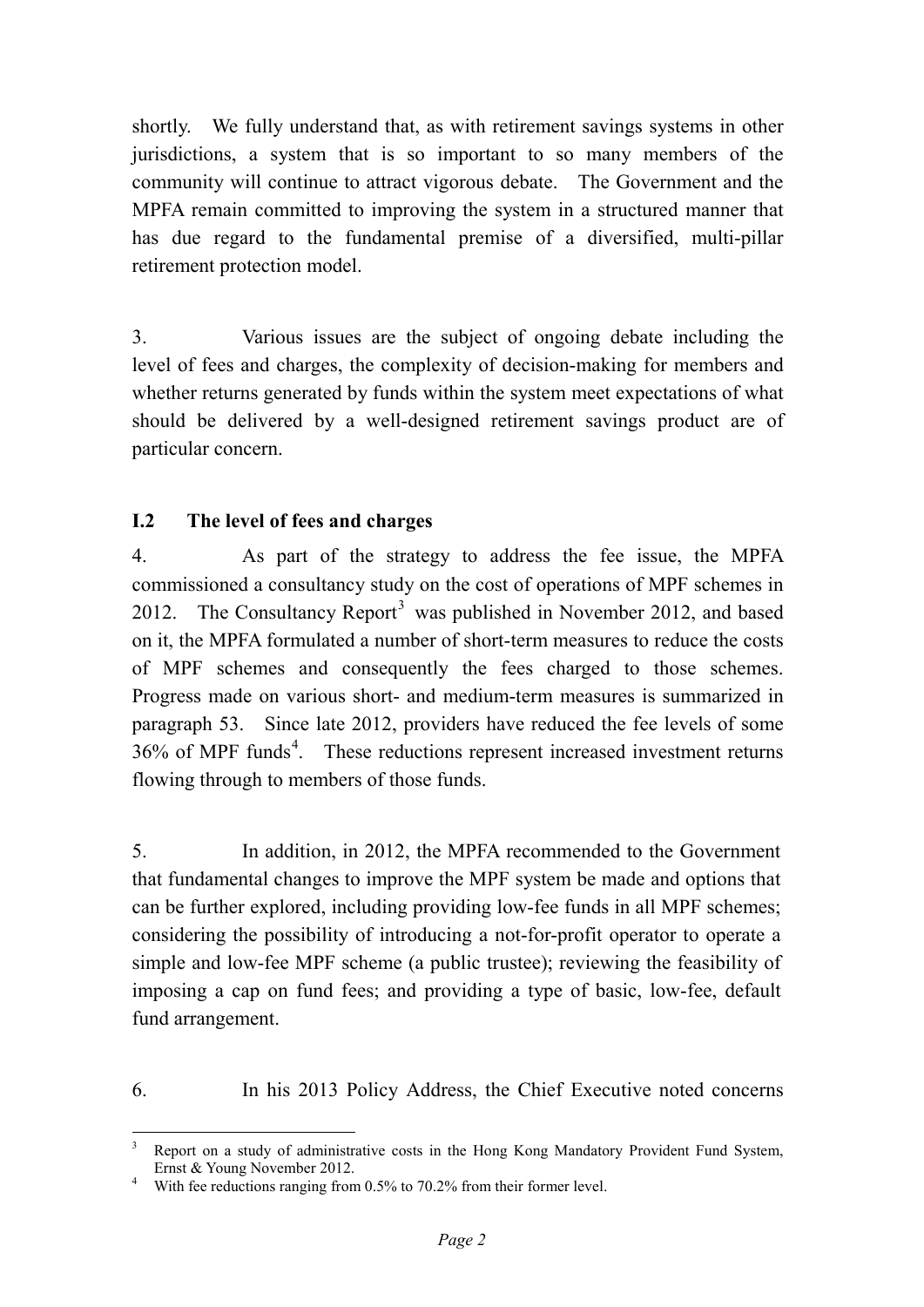shortly. We fully understand that, as with retirement savings systems in other jurisdictions, a system that is so important to so many members of the community will continue to attract vigorous debate. The Government and the MPFA remain committed to improving the system in a structured manner that has due regard to the fundamental premise of a diversified, multi-pillar retirement protection model.

3. Various issues are the subject of ongoing debate including the level of fees and charges, the complexity of decision-making for members and whether returns generated by funds within the system meet expectations of what should be delivered by a well-designed retirement savings product are of particular concern.

## I.2 The level of fees and charges

4. As part of the strategy to address the fee issue, the MPFA commissioned a consultancy study on the cost of operations of MPF schemes in 2012. The Consultancy Report[3] was published in November 2012, and based on it, the MPFA formulated a number of short-term measures to reduce the costs of MPF schemes and consequently the fees charged to those schemes. Progress made on various short- and medium-term measures is summarized in paragraph 53. Since late 2012, providers have reduced the fee levels of some 36% of MPF funds[4]. These reductions represent increased investment returns flowing through to members of those funds.

5. In addition, in 2012, the MPFA recommended to the Government that fundamental changes to improve the MPF system be made and options that can be further explored, including providing low-fee funds in all MPF schemes; considering the possibility of introducing a not-for-profit operator to operate a simple and low-fee MPF scheme (a public trustee); reviewing the feasibility of imposing a cap on fund fees; and providing a type of basic, low-fee, default fund arrangement.

6. In his 2013 Policy Address, the Chief Executive noted concerns

---

[3] Report on a study of administrative costs in the Hong Kong Mandatory Provident Fund System, Ernst & Young November 2012.

[4] With fee reductions ranging from 0.5% to 70.2% from their former level.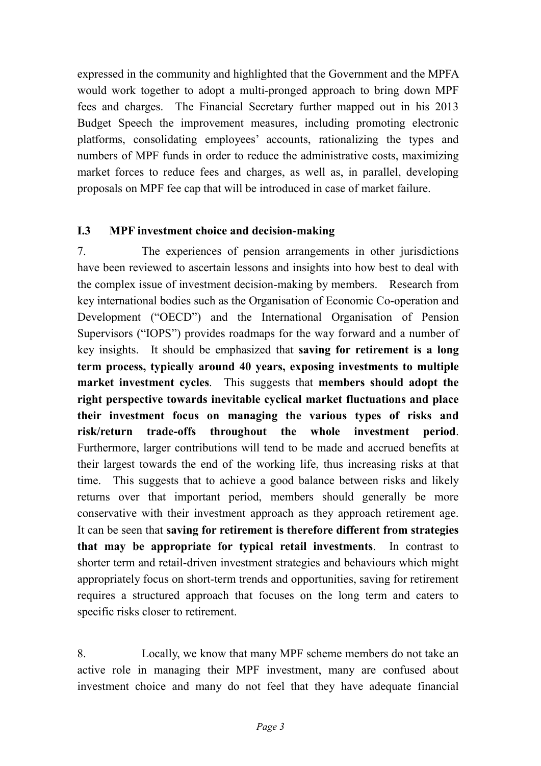expressed in the community and highlighted that the Government and the MPFA would work together to adopt a multi-pronged approach to bring down MPF fees and charges. The Financial Secretary further mapped out in his 2013 Budget Speech the improvement measures, including promoting electronic platforms, consolidating employees' accounts, rationalizing the types and numbers of MPF funds in order to reduce the administrative costs, maximizing market forces to reduce fees and charges, as well as, in parallel, developing proposals on MPF fee cap that will be introduced in case of market failure.

### I.3 MPF investment choice and decision-making

7. The experiences of pension arrangements in other jurisdictions have been reviewed to ascertain lessons and insights into how best to deal with the complex issue of investment decision-making by members. Research from key international bodies such as the Organisation of Economic Co-operation and Development ("OECD") and the International Organisation of Pension Supervisors ("IOPS") provides roadmaps for the way forward and a number of key insights. It should be emphasized that **saving for retirement is a long term process, typically around 40 years, exposing investments to multiple market investment cycles**. This suggests that **members should adopt the right perspective towards inevitable cyclical market fluctuations and place their investment focus on managing the various types of risks and risk/return trade-offs throughout the whole investment period**. Furthermore, larger contributions will tend to be made and accrued benefits at their largest towards the end of the working life, thus increasing risks at that time. This suggests that to achieve a good balance between risks and likely returns over that important period, members should generally be more conservative with their investment approach as they approach retirement age. It can be seen that **saving for retirement is therefore different from strategies that may be appropriate for typical retail investments**. In contrast to shorter term and retail-driven investment strategies and behaviours which might appropriately focus on short-term trends and opportunities, saving for retirement requires a structured approach that focuses on the long term and caters to specific risks closer to retirement.

8. Locally, we know that many MPF scheme members do not take an active role in managing their MPF investment, many are confused about investment choice and many do not feel that they have adequate financial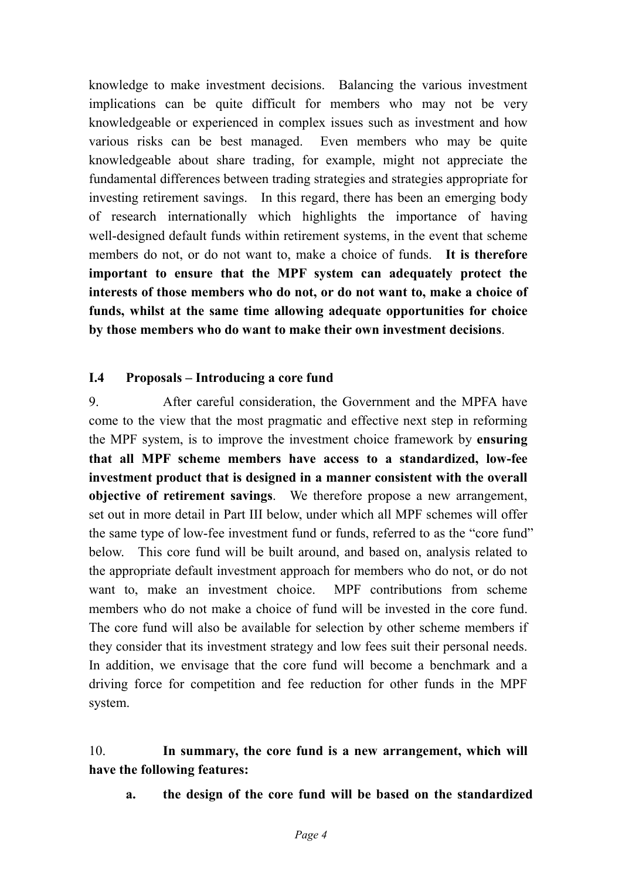knowledge to make investment decisions. Balancing the various investment implications can be quite difficult for members who may not be very knowledgeable or experienced in complex issues such as investment and how various risks can be best managed. Even members who may be quite knowledgeable about share trading, for example, might not appreciate the fundamental differences between trading strategies and strategies appropriate for investing retirement savings. In this regard, there has been an emerging body of research internationally which highlights the importance of having well-designed default funds within retirement systems, in the event that scheme members do not, or do not want to, make a choice of funds. **It is therefore important to ensure that the MPF system can adequately protect the interests of those members who do not, or do not want to, make a choice of funds, whilst at the same time allowing adequate opportunities for choice by those members who do want to make their own investment decisions**.

### I.4 Proposals – Introducing a core fund

9. After careful consideration, the Government and the MPFA have come to the view that the most pragmatic and effective next step in reforming the MPF system, is to improve the investment choice framework by **ensuring that all MPF scheme members have access to a standardized, low-fee investment product that is designed in a manner consistent with the overall objective of retirement savings**. We therefore propose a new arrangement, set out in more detail in Part III below, under which all MPF schemes will offer the same type of low-fee investment fund or funds, referred to as the "core fund" below. This core fund will be built around, and based on, analysis related to the appropriate default investment approach for members who do not, or do not want to, make an investment choice. MPF contributions from scheme members who do not make a choice of fund will be invested in the core fund. The core fund will also be available for selection by other scheme members if they consider that its investment strategy and low fees suit their personal needs. In addition, we envisage that the core fund will become a benchmark and a driving force for competition and fee reduction for other funds in the MPF system.

10. **In summary, the core fund is a new arrangement, which will have the following features:**

**a. the design of the core fund will be based on the standardized**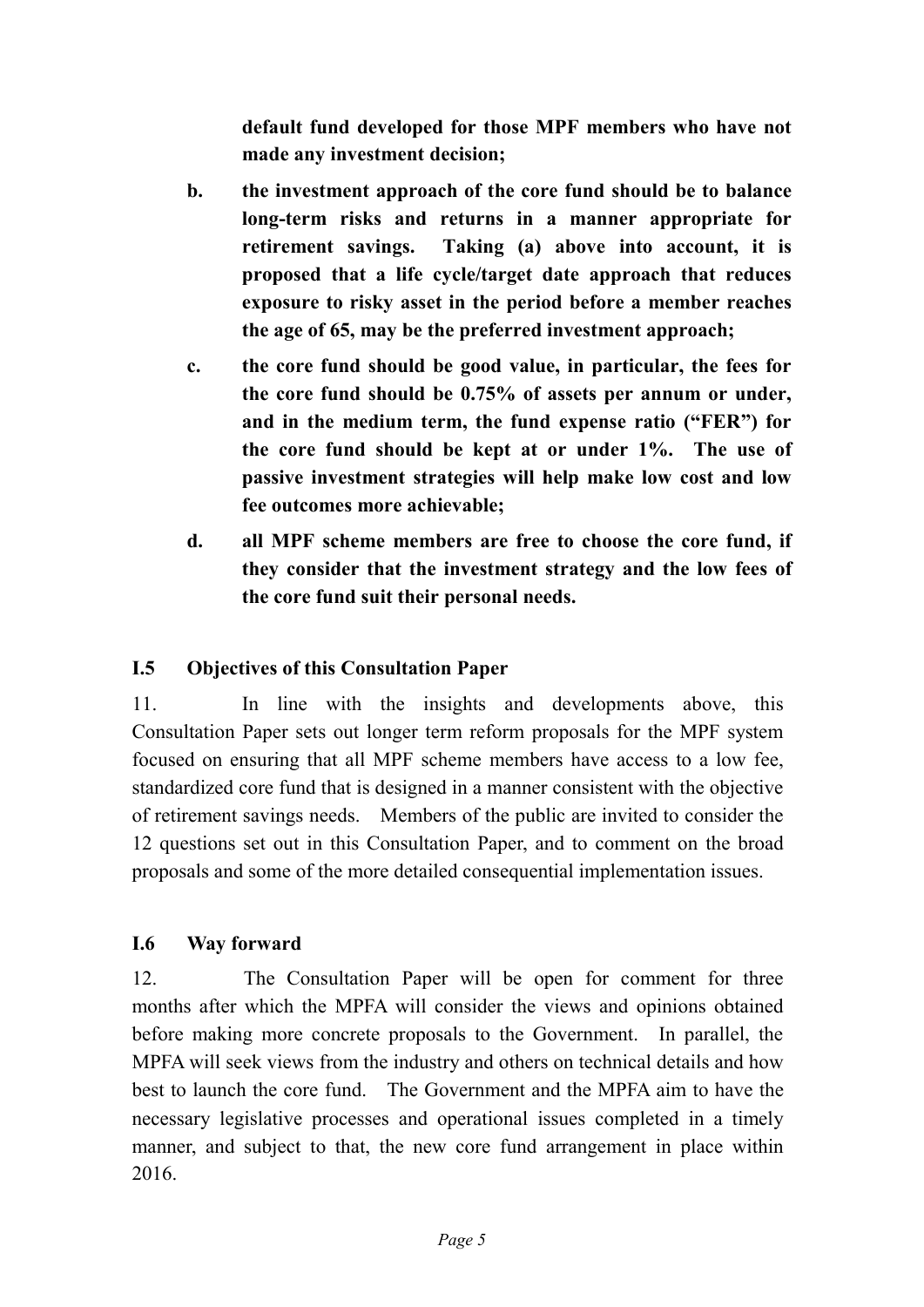**default fund developed for those MPF members who have not made any investment decision;**

b. **the investment approach of the core fund should be to balance long-term risks and returns in a manner appropriate for retirement savings. Taking (a) above into account, it is proposed that a life cycle/target date approach that reduces exposure to risky asset in the period before a member reaches the age of 65, may be the preferred investment approach;**

c. **the core fund should be good value, in particular, the fees for the core fund should be 0.75% of assets per annum or under, and in the medium term, the fund expense ratio ("FER") for the core fund should be kept at or under 1%. The use of passive investment strategies will help make low cost and low fee outcomes more achievable;**

d. **all MPF scheme members are free to choose the core fund, if they consider that the investment strategy and the low fees of the core fund suit their personal needs.**

### I.5 Objectives of this Consultation Paper

11. In line with the insights and developments above, this Consultation Paper sets out longer term reform proposals for the MPF system focused on ensuring that all MPF scheme members have access to a low fee, standardized core fund that is designed in a manner consistent with the objective of retirement savings needs. Members of the public are invited to consider the 12 questions set out in this Consultation Paper, and to comment on the broad proposals and some of the more detailed consequential implementation issues.

### I.6 Way forward

12. The Consultation Paper will be open for comment for three months after which the MPFA will consider the views and opinions obtained before making more concrete proposals to the Government. In parallel, the MPFA will seek views from the industry and others on technical details and how best to launch the core fund. The Government and the MPFA aim to have the necessary legislative processes and operational issues completed in a timely manner, and subject to that, the new core fund arrangement in place within 2016.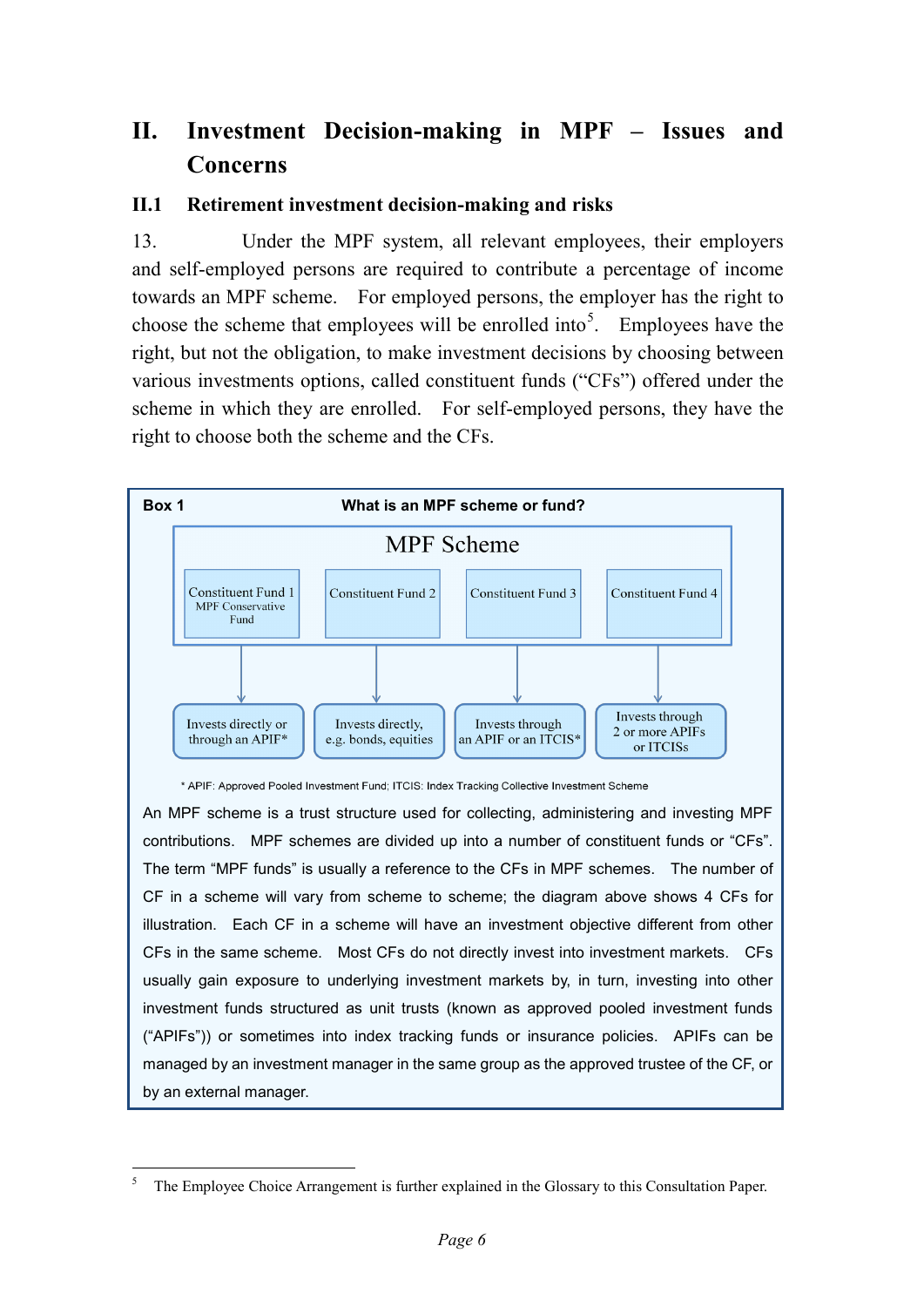# II. Investment Decision-making in MPF – Issues and Concerns

## II.1 Retirement investment decision-making and risks

13. Under the MPF system, all relevant employees, their employers and self-employed persons are required to contribute a percentage of income towards an MPF scheme. For employed persons, the employer has the right to choose the scheme that employees will be enrolled into[5]. Employees have the right, but not the obligation, to make investment decisions by choosing between various investments options, called constituent funds ("CFs") offered under the scheme in which they are enrolled. For self-employed persons, they have the right to choose both the scheme and the CFs.

**Box 1** **What is an MPF scheme or fund?**

MPF Scheme

| Constituent Fund 1 MPF Conservative Fund | Constituent Fund 2 | Constituent Fund 3 | Constituent Fund 4 |
|---|---|---|---|
| ↓ | ↓ | ↓ | ↓ |
| Invests directly or through an APIF* | Invests directly, e.g. bonds, equities | Invests through an APIF or an ITCIS* | Invests through 2 or more APIFs or ITCISs |

\* APIF: Approved Pooled Investment Fund; ITCIS: Index Tracking Collective Investment Scheme

An MPF scheme is a trust structure used for collecting, administering and investing MPF contributions. MPF schemes are divided up into a number of constituent funds or "CFs". The term "MPF funds" is usually a reference to the CFs in MPF schemes. The number of CF in a scheme will vary from scheme to scheme; the diagram above shows 4 CFs for illustration. Each CF in a scheme will have an investment objective different from other CFs in the same scheme. Most CFs do not directly invest into investment markets. CFs usually gain exposure to underlying investment markets by, in turn, investing into other investment funds structured as unit trusts (known as approved pooled investment funds ("APIFs")) or sometimes into index tracking funds or insurance policies. APIFs can be managed by an investment manager in the same group as the approved trustee of the CF, or by an external manager.

---

[5] The Employee Choice Arrangement is further explained in the Glossary to this Consultation Paper.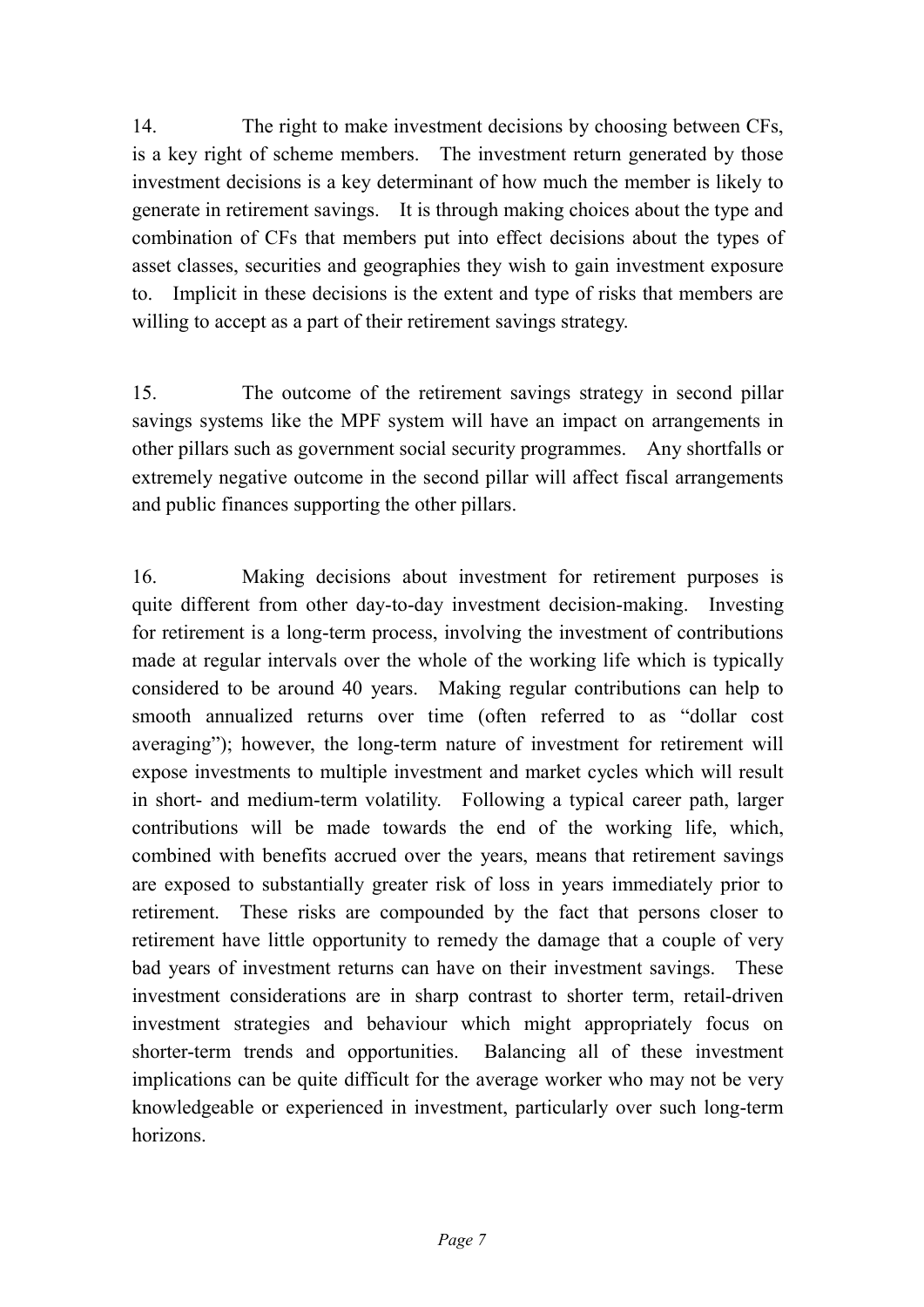14. The right to make investment decisions by choosing between CFs, is a key right of scheme members. The investment return generated by those investment decisions is a key determinant of how much the member is likely to generate in retirement savings. It is through making choices about the type and combination of CFs that members put into effect decisions about the types of asset classes, securities and geographies they wish to gain investment exposure to. Implicit in these decisions is the extent and type of risks that members are willing to accept as a part of their retirement savings strategy.

15. The outcome of the retirement savings strategy in second pillar savings systems like the MPF system will have an impact on arrangements in other pillars such as government social security programmes. Any shortfalls or extremely negative outcome in the second pillar will affect fiscal arrangements and public finances supporting the other pillars.

16. Making decisions about investment for retirement purposes is quite different from other day-to-day investment decision-making. Investing for retirement is a long-term process, involving the investment of contributions made at regular intervals over the whole of the working life which is typically considered to be around 40 years. Making regular contributions can help to smooth annualized returns over time (often referred to as "dollar cost averaging"); however, the long-term nature of investment for retirement will expose investments to multiple investment and market cycles which will result in short- and medium-term volatility. Following a typical career path, larger contributions will be made towards the end of the working life, which, combined with benefits accrued over the years, means that retirement savings are exposed to substantially greater risk of loss in years immediately prior to retirement. These risks are compounded by the fact that persons closer to retirement have little opportunity to remedy the damage that a couple of very bad years of investment returns can have on their investment savings. These investment considerations are in sharp contrast to shorter term, retail-driven investment strategies and behaviour which might appropriately focus on shorter-term trends and opportunities. Balancing all of these investment implications can be quite difficult for the average worker who may not be very knowledgeable or experienced in investment, particularly over such long-term horizons.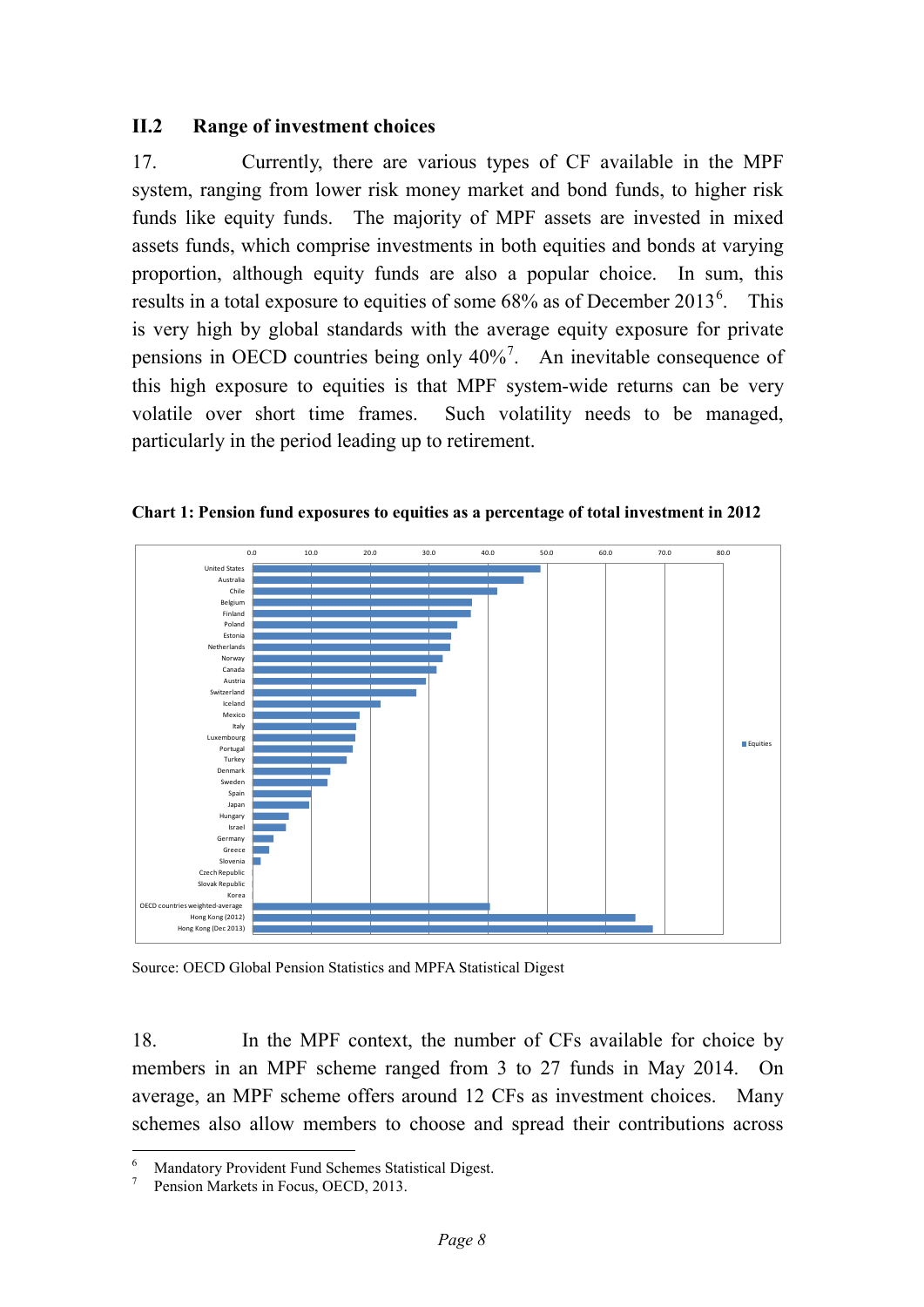### II.2 Range of investment choices

17. Currently, there are various types of CF available in the MPF system, ranging from lower risk money market and bond funds, to higher risk funds like equity funds. The majority of MPF assets are invested in mixed assets funds, which comprise investments in both equities and bonds at varying proportion, although equity funds are also a popular choice. In sum, this results in a total exposure to equities of some 68% as of December 2013[6]. This is very high by global standards with the average equity exposure for private pensions in OECD countries being only 40%[7]. An inevitable consequence of this high exposure to equities is that MPF system-wide returns can be very volatile over short time frames. Such volatility needs to be managed, particularly in the period leading up to retirement.

**Chart 1: Pension fund exposures to equities as a percentage of total investment in 2012**

Source: OECD Global Pension Statistics and MPFA Statistical Digest

18. In the MPF context, the number of CFs available for choice by members in an MPF scheme ranged from 3 to 27 funds in May 2014. On average, an MPF scheme offers around 12 CFs as investment choices. Many schemes also allow members to choose and spread their contributions across

---

[6] Mandatory Provident Fund Schemes Statistical Digest.

[7] Pension Markets in Focus, OECD, 2013.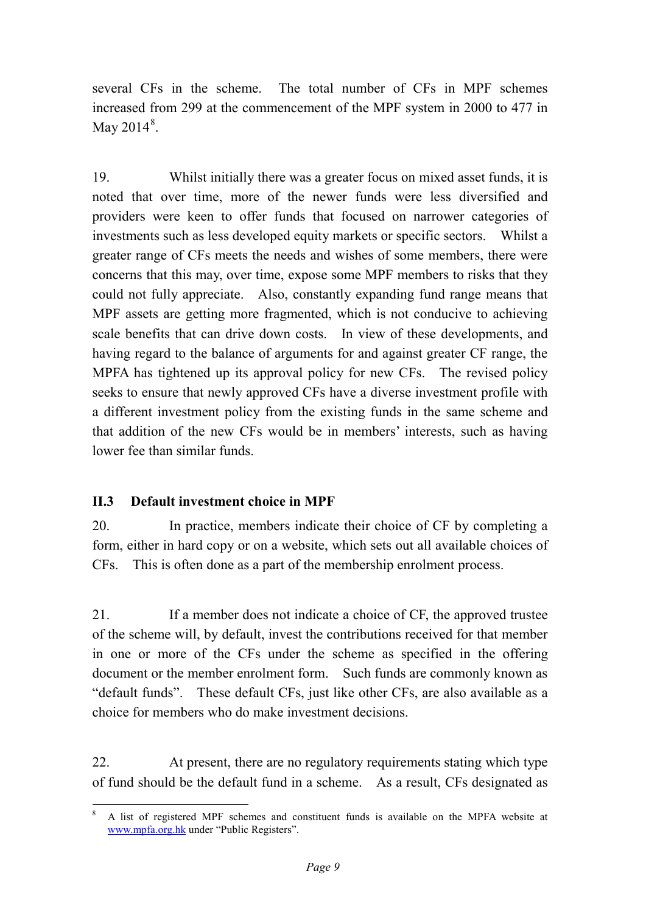several CFs in the scheme. The total number of CFs in MPF schemes increased from 299 at the commencement of the MPF system in 2000 to 477 in May 2014[8].

19. Whilst initially there was a greater focus on mixed asset funds, it is noted that over time, more of the newer funds were less diversified and providers were keen to offer funds that focused on narrower categories of investments such as less developed equity markets or specific sectors. Whilst a greater range of CFs meets the needs and wishes of some members, there were concerns that this may, over time, expose some MPF members to risks that they could not fully appreciate. Also, constantly expanding fund range means that MPF assets are getting more fragmented, which is not conducive to achieving scale benefits that can drive down costs. In view of these developments, and having regard to the balance of arguments for and against greater CF range, the MPFA has tightened up its approval policy for new CFs. The revised policy seeks to ensure that newly approved CFs have a diverse investment profile with a different investment policy from the existing funds in the same scheme and that addition of the new CFs would be in members' interests, such as having lower fee than similar funds.

### II.3 Default investment choice in MPF

20. In practice, members indicate their choice of CF by completing a form, either in hard copy or on a website, which sets out all available choices of CFs. This is often done as a part of the membership enrolment process.

21. If a member does not indicate a choice of CF, the approved trustee of the scheme will, by default, invest the contributions received for that member in one or more of the CFs under the scheme as specified in the offering document or the member enrolment form. Such funds are commonly known as "default funds". These default CFs, just like other CFs, are also available as a choice for members who do make investment decisions.

22. At present, there are no regulatory requirements stating which type of fund should be the default fund in a scheme. As a result, CFs designated as

---

[8] A list of registered MPF schemes and constituent funds is available on the MPFA website at www.mpfa.org.hk under "Public Registers".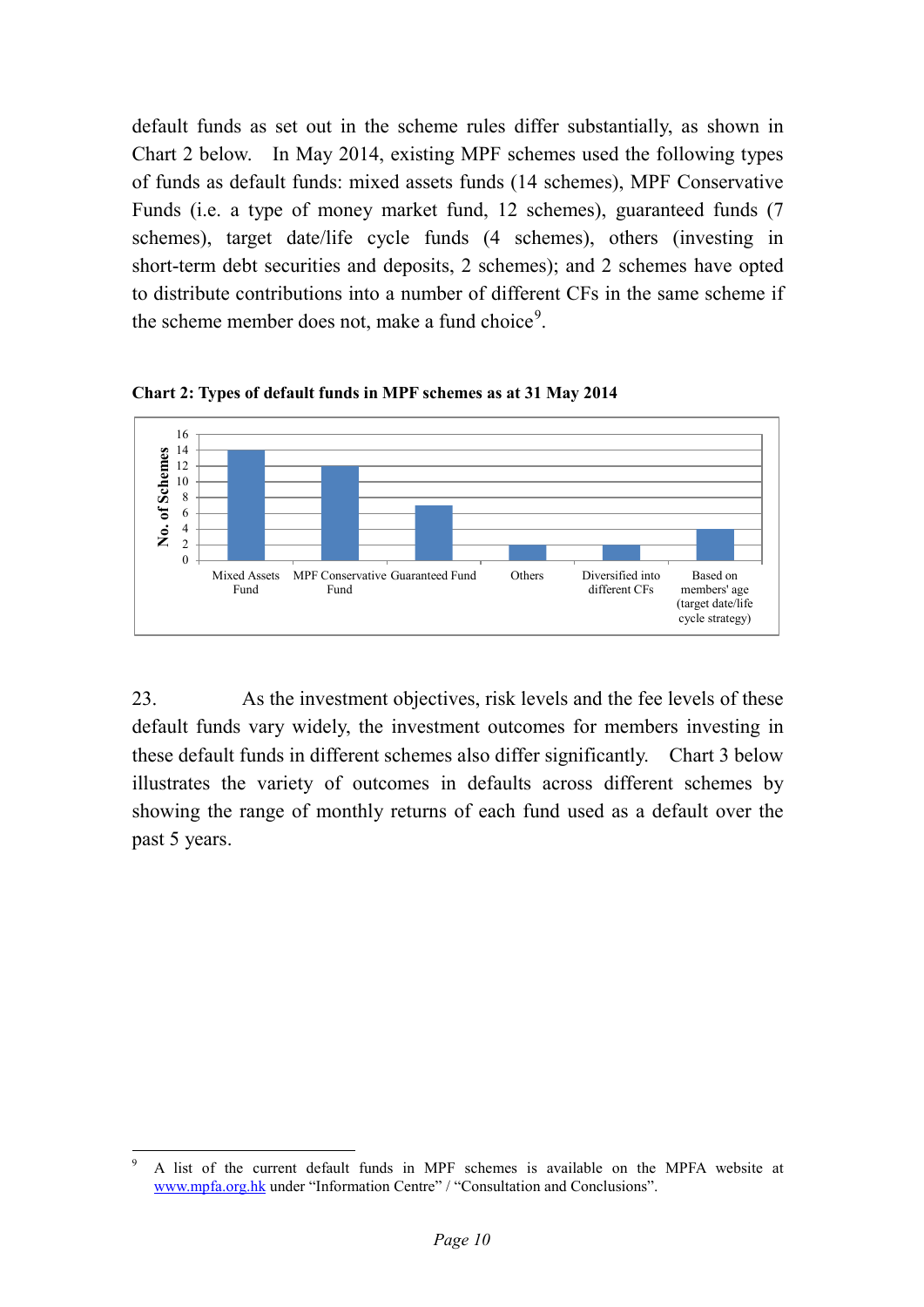default funds as set out in the scheme rules differ substantially, as shown in Chart 2 below. In May 2014, existing MPF schemes used the following types of funds as default funds: mixed assets funds (14 schemes), MPF Conservative Funds (i.e. a type of money market fund, 12 schemes), guaranteed funds (7 schemes), target date/life cycle funds (4 schemes), others (investing in short-term debt securities and deposits, 2 schemes); and 2 schemes have opted to distribute contributions into a number of different CFs in the same scheme if the scheme member does not, make a fund choice[9].

**Chart 2: Types of default funds in MPF schemes as at 31 May 2014**

| Type of default fund | No. of Schemes |
|---|---|
| Mixed Assets Fund | 14 |
| MPF Conservative Fund | 12 |
| Guaranteed Fund | 7 |
| Others | 2 |
| Diversified into different CFs | 2 |
| Based on members' age (target date/life cycle strategy) | 4 |

23. As the investment objectives, risk levels and the fee levels of these default funds vary widely, the investment outcomes for members investing in these default funds in different schemes also differ significantly. Chart 3 below illustrates the variety of outcomes in defaults across different schemes by showing the range of monthly returns of each fund used as a default over the past 5 years.

---

[9] A list of the current default funds in MPF schemes is available on the MPFA website at www.mpfa.org.hk under "Information Centre" / "Consultation and Conclusions".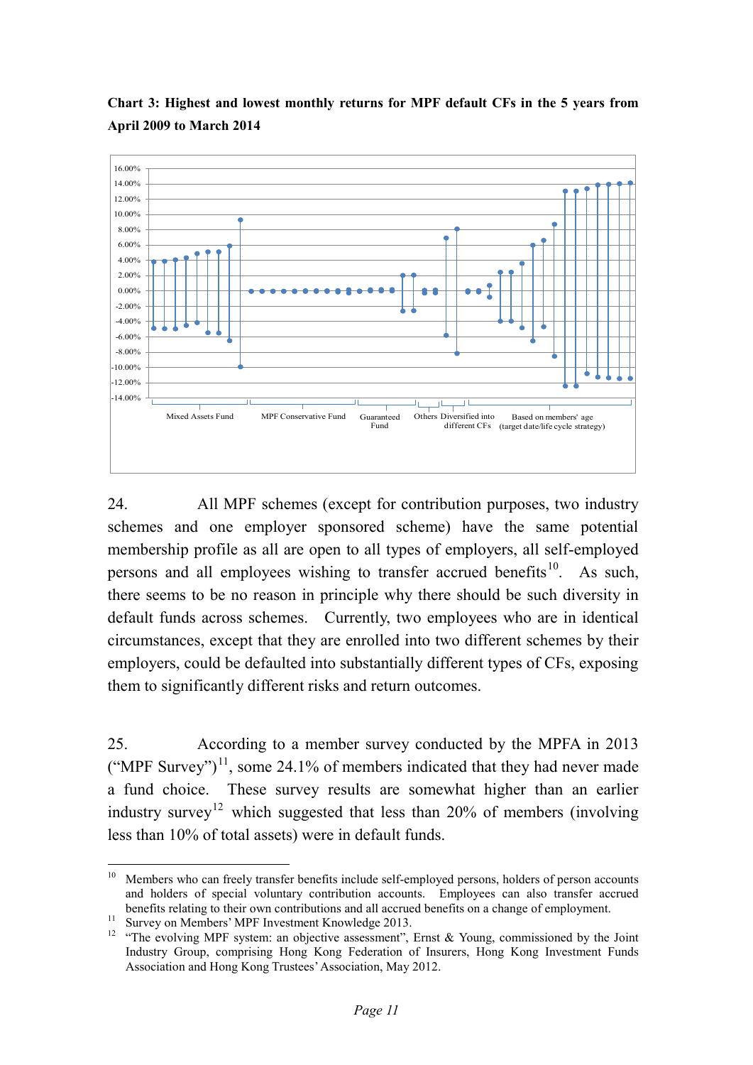**Chart 3: Highest and lowest monthly returns for MPF default CFs in the 5 years from April 2009 to March 2014**

24. All MPF schemes (except for contribution purposes, two industry schemes and one employer sponsored scheme) have the same potential membership profile as all are open to all types of employers, all self-employed persons and all employees wishing to transfer accrued benefits[10]. As such, there seems to be no reason in principle why there should be such diversity in default funds across schemes. Currently, two employees who are in identical circumstances, except that they are enrolled into two different schemes by their employers, could be defaulted into substantially different types of CFs, exposing them to significantly different risks and return outcomes.

25. According to a member survey conducted by the MPFA in 2013 ("MPF Survey")[11], some 24.1% of members indicated that they had never made a fund choice. These survey results are somewhat higher than an earlier industry survey[12] which suggested that less than 20% of members (involving less than 10% of total assets) were in default funds.

---

[10] Members who can freely transfer benefits include self-employed persons, holders of person accounts and holders of special voluntary contribution accounts. Employees can also transfer accrued benefits relating to their own contributions and all accrued benefits on a change of employment.

[11] Survey on Members' MPF Investment Knowledge 2013.

[12] "The evolving MPF system: an objective assessment", Ernst & Young, commissioned by the Joint Industry Group, comprising Hong Kong Federation of Insurers, Hong Kong Investment Funds Association and Hong Kong Trustees' Association, May 2012.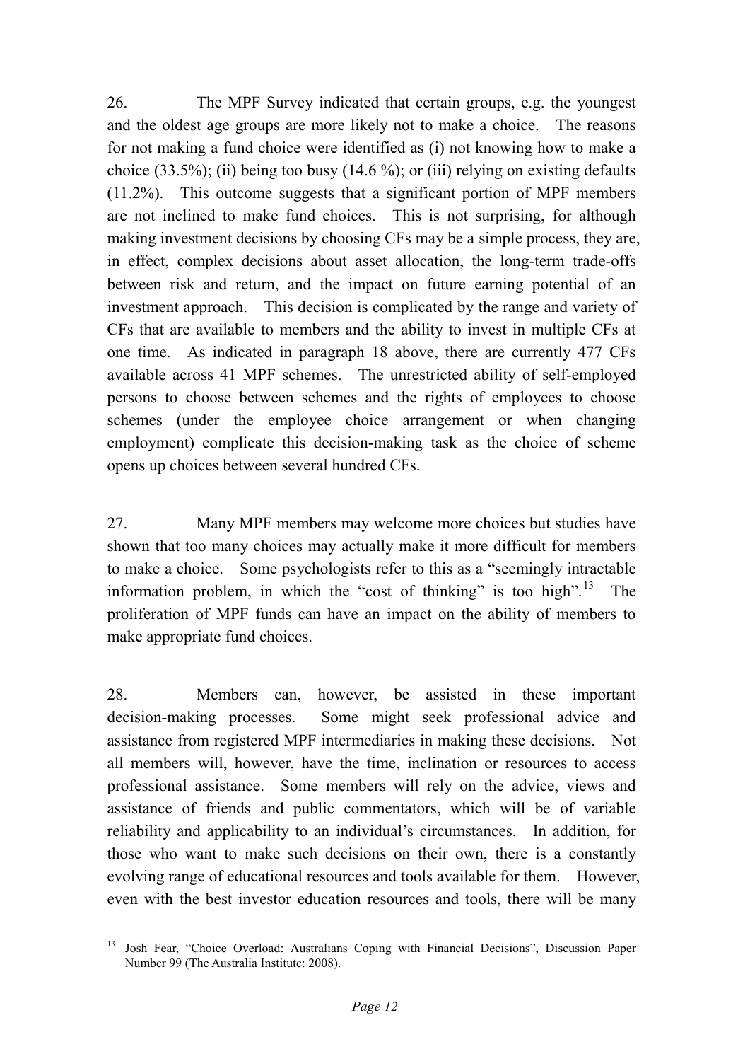26. The MPF Survey indicated that certain groups, e.g. the youngest and the oldest age groups are more likely not to make a choice. The reasons for not making a fund choice were identified as (i) not knowing how to make a choice (33.5%); (ii) being too busy (14.6 %); or (iii) relying on existing defaults (11.2%). This outcome suggests that a significant portion of MPF members are not inclined to make fund choices. This is not surprising, for although making investment decisions by choosing CFs may be a simple process, they are, in effect, complex decisions about asset allocation, the long-term trade-offs between risk and return, and the impact on future earning potential of an investment approach. This decision is complicated by the range and variety of CFs that are available to members and the ability to invest in multiple CFs at one time. As indicated in paragraph 18 above, there are currently 477 CFs available across 41 MPF schemes. The unrestricted ability of self-employed persons to choose between schemes and the rights of employees to choose schemes (under the employee choice arrangement or when changing employment) complicate this decision-making task as the choice of scheme opens up choices between several hundred CFs.

27. Many MPF members may welcome more choices but studies have shown that too many choices may actually make it more difficult for members to make a choice. Some psychologists refer to this as a "seemingly intractable information problem, in which the "cost of thinking" is too high".[13] The proliferation of MPF funds can have an impact on the ability of members to make appropriate fund choices.

28. Members can, however, be assisted in these important decision-making processes. Some might seek professional advice and assistance from registered MPF intermediaries in making these decisions. Not all members will, however, have the time, inclination or resources to access professional assistance. Some members will rely on the advice, views and assistance of friends and public commentators, which will be of variable reliability and applicability to an individual's circumstances. In addition, for those who want to make such decisions on their own, there is a constantly evolving range of educational resources and tools available for them. However, even with the best investor education resources and tools, there will be many

---

[13] Josh Fear, "Choice Overload: Australians Coping with Financial Decisions", Discussion Paper Number 99 (The Australia Institute: 2008).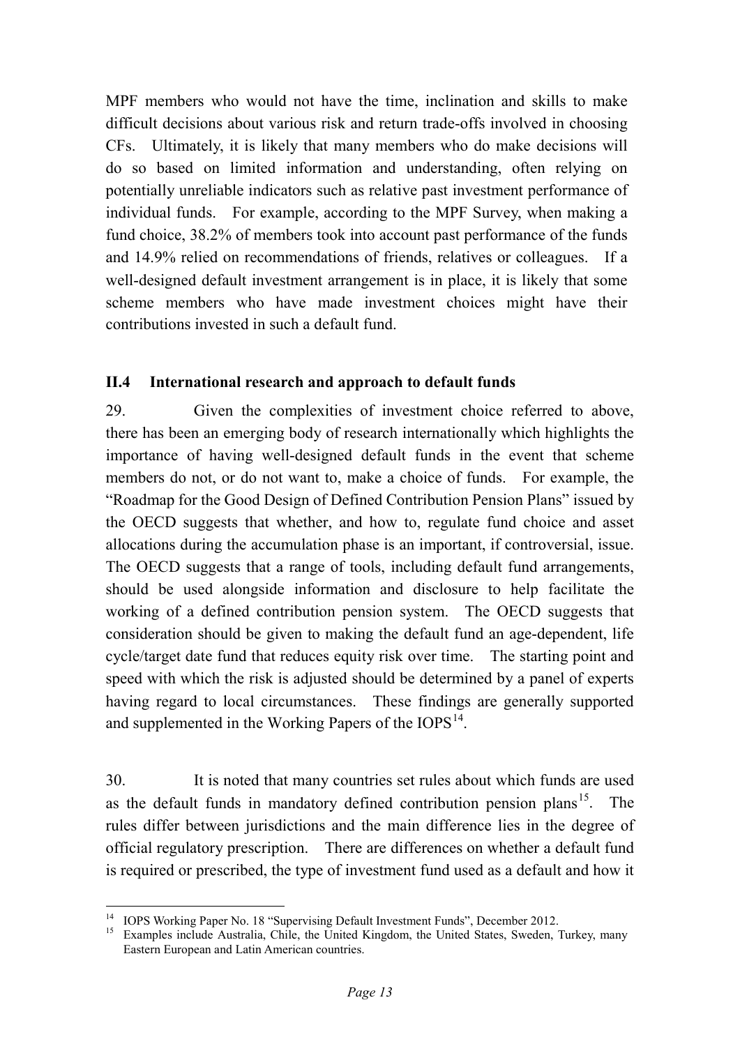MPF members who would not have the time, inclination and skills to make difficult decisions about various risk and return trade-offs involved in choosing CFs. Ultimately, it is likely that many members who do make decisions will do so based on limited information and understanding, often relying on potentially unreliable indicators such as relative past investment performance of individual funds. For example, according to the MPF Survey, when making a fund choice, 38.2% of members took into account past performance of the funds and 14.9% relied on recommendations of friends, relatives or colleagues. If a well-designed default investment arrangement is in place, it is likely that some scheme members who have made investment choices might have their contributions invested in such a default fund.

### II.4 International research and approach to default funds

29. Given the complexities of investment choice referred to above, there has been an emerging body of research internationally which highlights the importance of having well-designed default funds in the event that scheme members do not, or do not want to, make a choice of funds. For example, the "Roadmap for the Good Design of Defined Contribution Pension Plans" issued by the OECD suggests that whether, and how to, regulate fund choice and asset allocations during the accumulation phase is an important, if controversial, issue. The OECD suggests that a range of tools, including default fund arrangements, should be used alongside information and disclosure to help facilitate the working of a defined contribution pension system. The OECD suggests that consideration should be given to making the default fund an age-dependent, life cycle/target date fund that reduces equity risk over time. The starting point and speed with which the risk is adjusted should be determined by a panel of experts having regard to local circumstances. These findings are generally supported and supplemented in the Working Papers of the IOPS[14].

30. It is noted that many countries set rules about which funds are used as the default funds in mandatory defined contribution pension plans[15]. The rules differ between jurisdictions and the main difference lies in the degree of official regulatory prescription. There are differences on whether a default fund is required or prescribed, the type of investment fund used as a default and how it

---

[14] IOPS Working Paper No. 18 "Supervising Default Investment Funds", December 2012.

[15] Examples include Australia, Chile, the United Kingdom, the United States, Sweden, Turkey, many Eastern European and Latin American countries.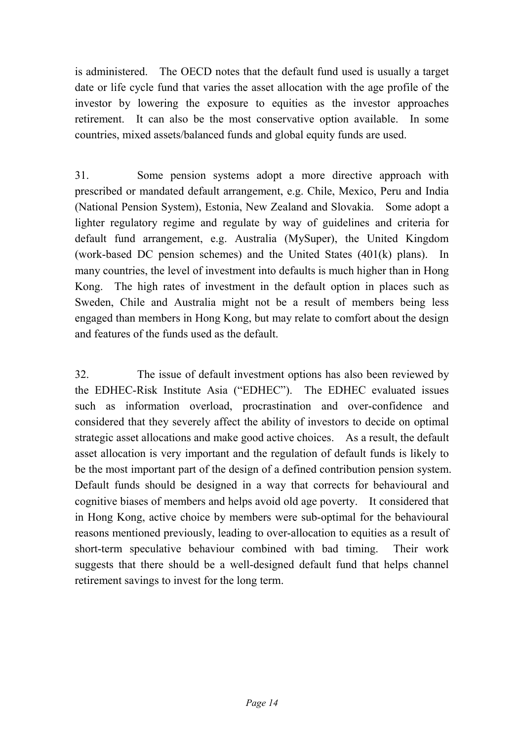is administered. The OECD notes that the default fund used is usually a target date or life cycle fund that varies the asset allocation with the age profile of the investor by lowering the exposure to equities as the investor approaches retirement. It can also be the most conservative option available. In some countries, mixed assets/balanced funds and global equity funds are used.

31. Some pension systems adopt a more directive approach with prescribed or mandated default arrangement, e.g. Chile, Mexico, Peru and India (National Pension System), Estonia, New Zealand and Slovakia. Some adopt a lighter regulatory regime and regulate by way of guidelines and criteria for default fund arrangement, e.g. Australia (MySuper), the United Kingdom (work-based DC pension schemes) and the United States (401(k) plans). In many countries, the level of investment into defaults is much higher than in Hong Kong. The high rates of investment in the default option in places such as Sweden, Chile and Australia might not be a result of members being less engaged than members in Hong Kong, but may relate to comfort about the design and features of the funds used as the default.

32. The issue of default investment options has also been reviewed by the EDHEC-Risk Institute Asia ("EDHEC"). The EDHEC evaluated issues such as information overload, procrastination and over-confidence and considered that they severely affect the ability of investors to decide on optimal strategic asset allocations and make good active choices. As a result, the default asset allocation is very important and the regulation of default funds is likely to be the most important part of the design of a defined contribution pension system. Default funds should be designed in a way that corrects for behavioural and cognitive biases of members and helps avoid old age poverty. It considered that in Hong Kong, active choice by members were sub-optimal for the behavioural reasons mentioned previously, leading to over-allocation to equities as a result of short-term speculative behaviour combined with bad timing. Their work suggests that there should be a well-designed default fund that helps channel retirement savings to invest for the long term.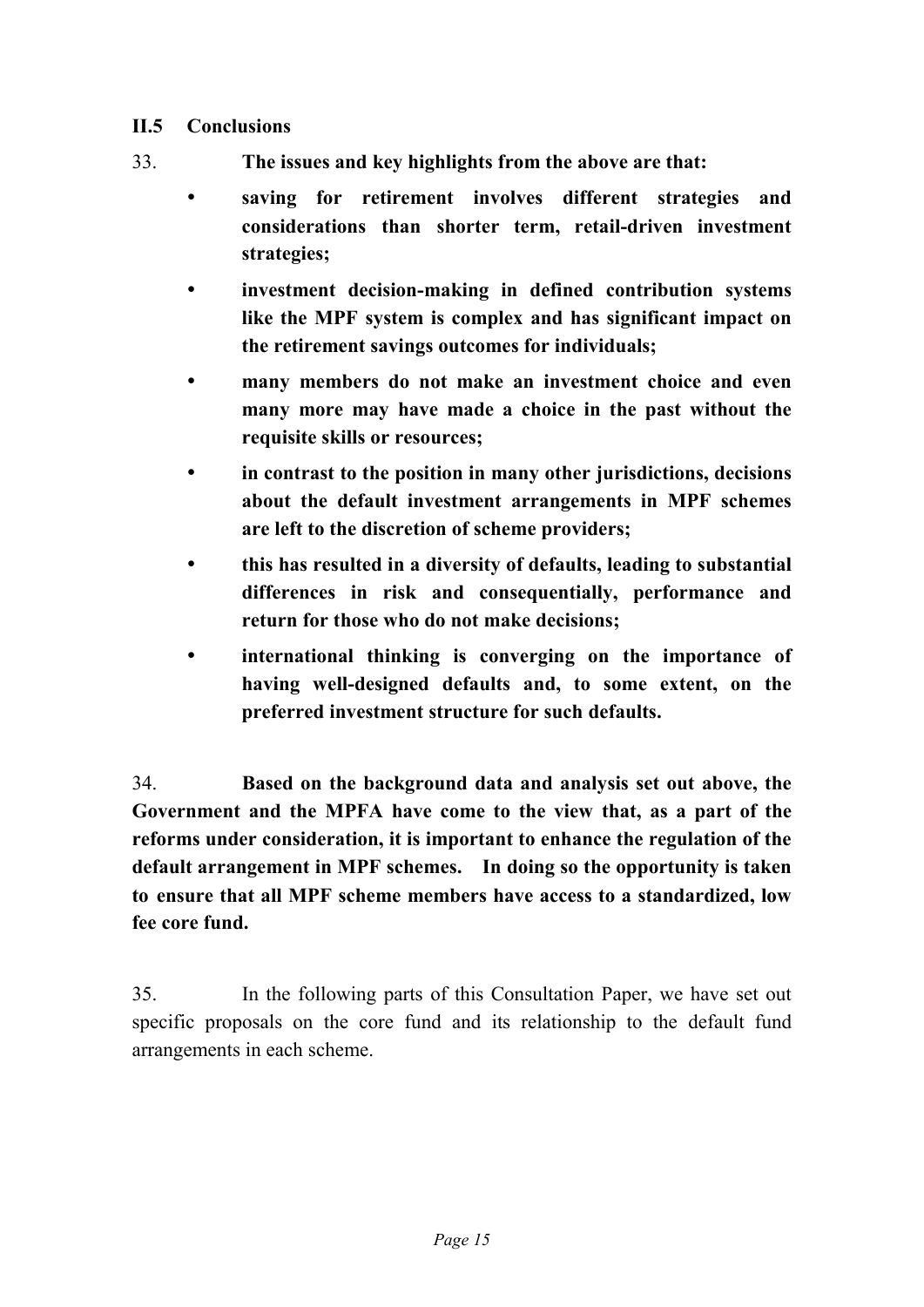## II.5 Conclusions

33. **The issues and key highlights from the above are that:**

- **saving for retirement involves different strategies and considerations than shorter term, retail-driven investment strategies;**
- **investment decision-making in defined contribution systems like the MPF system is complex and has significant impact on the retirement savings outcomes for individuals;**
- **many members do not make an investment choice and even many more may have made a choice in the past without the requisite skills or resources;**
- **in contrast to the position in many other jurisdictions, decisions about the default investment arrangements in MPF schemes are left to the discretion of scheme providers;**
- **this has resulted in a diversity of defaults, leading to substantial differences in risk and consequentially, performance and return for those who do not make decisions;**
- **international thinking is converging on the importance of having well-designed defaults and, to some extent, on the preferred investment structure for such defaults.**

34. **Based on the background data and analysis set out above, the Government and the MPFA have come to the view that, as a part of the reforms under consideration, it is important to enhance the regulation of the default arrangement in MPF schemes. In doing so the opportunity is taken to ensure that all MPF scheme members have access to a standardized, low fee core fund.**

35. In the following parts of this Consultation Paper, we have set out specific proposals on the core fund and its relationship to the default fund arrangements in each scheme.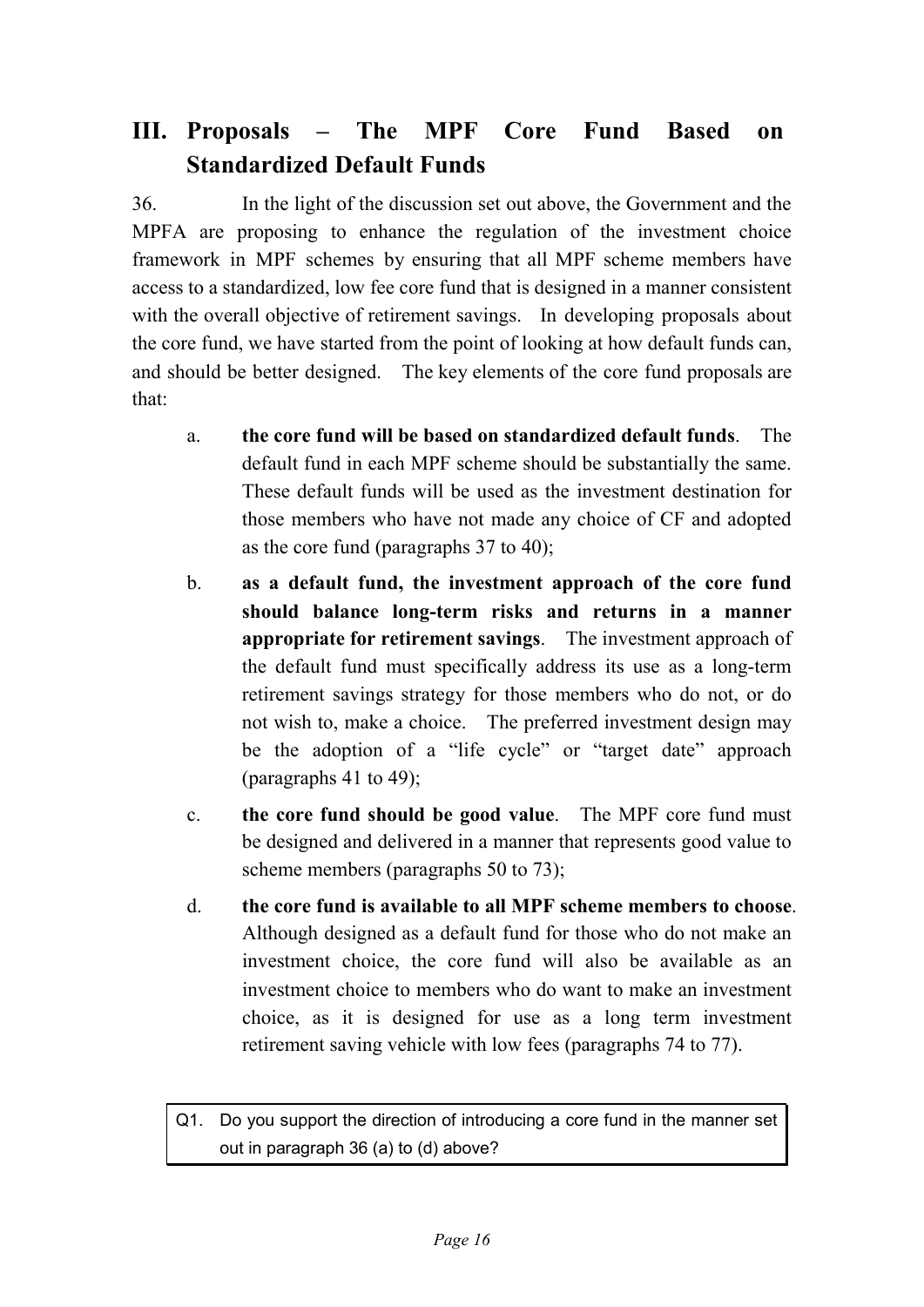## III. Proposals – The MPF Core Fund Based on Standardized Default Funds

36. In the light of the discussion set out above, the Government and the MPFA are proposing to enhance the regulation of the investment choice framework in MPF schemes by ensuring that all MPF scheme members have access to a standardized, low fee core fund that is designed in a manner consistent with the overall objective of retirement savings. In developing proposals about the core fund, we have started from the point of looking at how default funds can, and should be better designed. The key elements of the core fund proposals are that:

a. **the core fund will be based on standardized default funds**. The default fund in each MPF scheme should be substantially the same. These default funds will be used as the investment destination for those members who have not made any choice of CF and adopted as the core fund (paragraphs 37 to 40);

b. **as a default fund, the investment approach of the core fund should balance long-term risks and returns in a manner appropriate for retirement savings**. The investment approach of the default fund must specifically address its use as a long-term retirement savings strategy for those members who do not, or do not wish to, make a choice. The preferred investment design may be the adoption of a "life cycle" or "target date" approach (paragraphs 41 to 49);

c. **the core fund should be good value**. The MPF core fund must be designed and delivered in a manner that represents good value to scheme members (paragraphs 50 to 73);

d. **the core fund is available to all MPF scheme members to choose**. Although designed as a default fund for those who do not make an investment choice, the core fund will also be available as an investment choice to members who do want to make an investment choice, as it is designed for use as a long term investment retirement saving vehicle with low fees (paragraphs 74 to 77).

> Q1. Do you support the direction of introducing a core fund in the manner set out in paragraph 36 (a) to (d) above?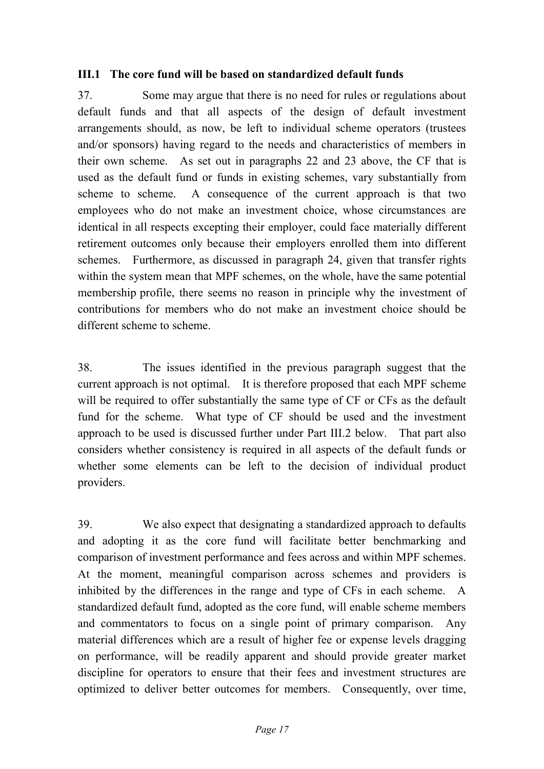### III.1 The core fund will be based on standardized default funds

37. Some may argue that there is no need for rules or regulations about default funds and that all aspects of the design of default investment arrangements should, as now, be left to individual scheme operators (trustees and/or sponsors) having regard to the needs and characteristics of members in their own scheme. As set out in paragraphs 22 and 23 above, the CF that is used as the default fund or funds in existing schemes, vary substantially from scheme to scheme. A consequence of the current approach is that two employees who do not make an investment choice, whose circumstances are identical in all respects excepting their employer, could face materially different retirement outcomes only because their employers enrolled them into different schemes. Furthermore, as discussed in paragraph 24, given that transfer rights within the system mean that MPF schemes, on the whole, have the same potential membership profile, there seems no reason in principle why the investment of contributions for members who do not make an investment choice should be different scheme to scheme.

38. The issues identified in the previous paragraph suggest that the current approach is not optimal. It is therefore proposed that each MPF scheme will be required to offer substantially the same type of CF or CFs as the default fund for the scheme. What type of CF should be used and the investment approach to be used is discussed further under Part III.2 below. That part also considers whether consistency is required in all aspects of the default funds or whether some elements can be left to the decision of individual product providers.

39. We also expect that designating a standardized approach to defaults and adopting it as the core fund will facilitate better benchmarking and comparison of investment performance and fees across and within MPF schemes. At the moment, meaningful comparison across schemes and providers is inhibited by the differences in the range and type of CFs in each scheme. A standardized default fund, adopted as the core fund, will enable scheme members and commentators to focus on a single point of primary comparison. Any material differences which are a result of higher fee or expense levels dragging on performance, will be readily apparent and should provide greater market discipline for operators to ensure that their fees and investment structures are optimized to deliver better outcomes for members. Consequently, over time,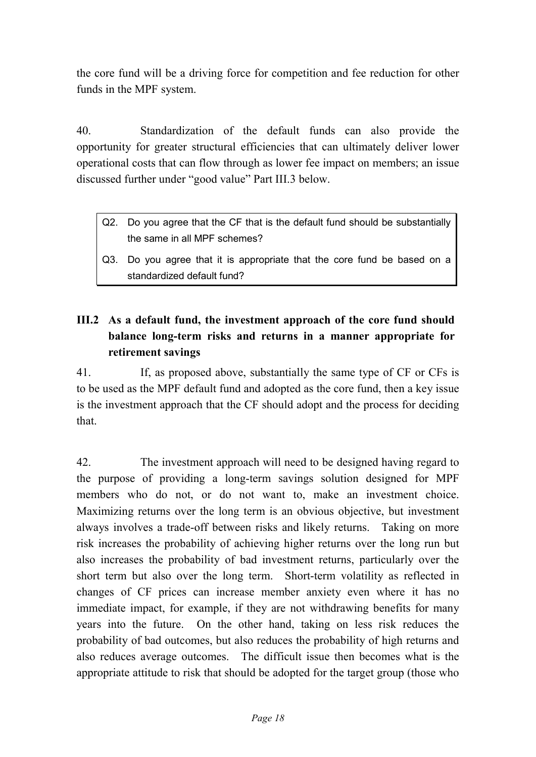the core fund will be a driving force for competition and fee reduction for other funds in the MPF system.

40. Standardization of the default funds can also provide the opportunity for greater structural efficiencies that can ultimately deliver lower operational costs that can flow through as lower fee impact on members; an issue discussed further under "good value" Part III.3 below.

> Q2. Do you agree that the CF that is the default fund should be substantially the same in all MPF schemes?
>
> Q3. Do you agree that it is appropriate that the core fund be based on a standardized default fund?

## III.2 As a default fund, the investment approach of the core fund should balance long-term risks and returns in a manner appropriate for retirement savings

41. If, as proposed above, substantially the same type of CF or CFs is to be used as the MPF default fund and adopted as the core fund, then a key issue is the investment approach that the CF should adopt and the process for deciding that.

42. The investment approach will need to be designed having regard to the purpose of providing a long-term savings solution designed for MPF members who do not, or do not want to, make an investment choice. Maximizing returns over the long term is an obvious objective, but investment always involves a trade-off between risks and likely returns. Taking on more risk increases the probability of achieving higher returns over the long run but also increases the probability of bad investment returns, particularly over the short term but also over the long term. Short-term volatility as reflected in changes of CF prices can increase member anxiety even where it has no immediate impact, for example, if they are not withdrawing benefits for many years into the future. On the other hand, taking on less risk reduces the probability of bad outcomes, but also reduces the probability of high returns and also reduces average outcomes. The difficult issue then becomes what is the appropriate attitude to risk that should be adopted for the target group (those who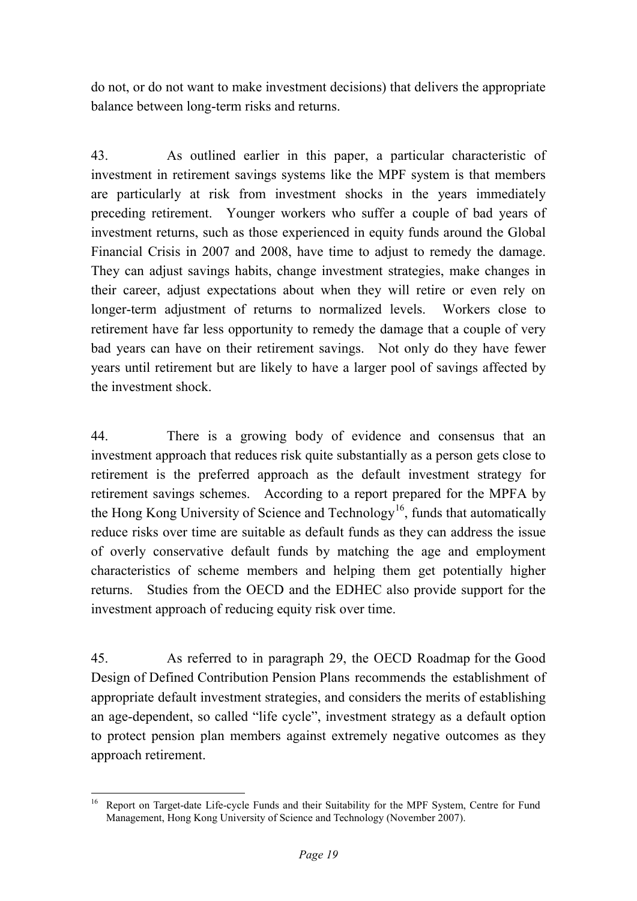do not, or do not want to make investment decisions) that delivers the appropriate balance between long-term risks and returns.

43. As outlined earlier in this paper, a particular characteristic of investment in retirement savings systems like the MPF system is that members are particularly at risk from investment shocks in the years immediately preceding retirement. Younger workers who suffer a couple of bad years of investment returns, such as those experienced in equity funds around the Global Financial Crisis in 2007 and 2008, have time to adjust to remedy the damage. They can adjust savings habits, change investment strategies, make changes in their career, adjust expectations about when they will retire or even rely on longer-term adjustment of returns to normalized levels. Workers close to retirement have far less opportunity to remedy the damage that a couple of very bad years can have on their retirement savings. Not only do they have fewer years until retirement but are likely to have a larger pool of savings affected by the investment shock.

44. There is a growing body of evidence and consensus that an investment approach that reduces risk quite substantially as a person gets close to retirement is the preferred approach as the default investment strategy for retirement savings schemes. According to a report prepared for the MPFA by the Hong Kong University of Science and Technology[16], funds that automatically reduce risks over time are suitable as default funds as they can address the issue of overly conservative default funds by matching the age and employment characteristics of scheme members and helping them get potentially higher returns. Studies from the OECD and the EDHEC also provide support for the investment approach of reducing equity risk over time.

45. As referred to in paragraph 29, the OECD Roadmap for the Good Design of Defined Contribution Pension Plans recommends the establishment of appropriate default investment strategies, and considers the merits of establishing an age-dependent, so called "life cycle", investment strategy as a default option to protect pension plan members against extremely negative outcomes as they approach retirement.

[16] Report on Target-date Life-cycle Funds and their Suitability for the MPF System, Centre for Fund Management, Hong Kong University of Science and Technology (November 2007).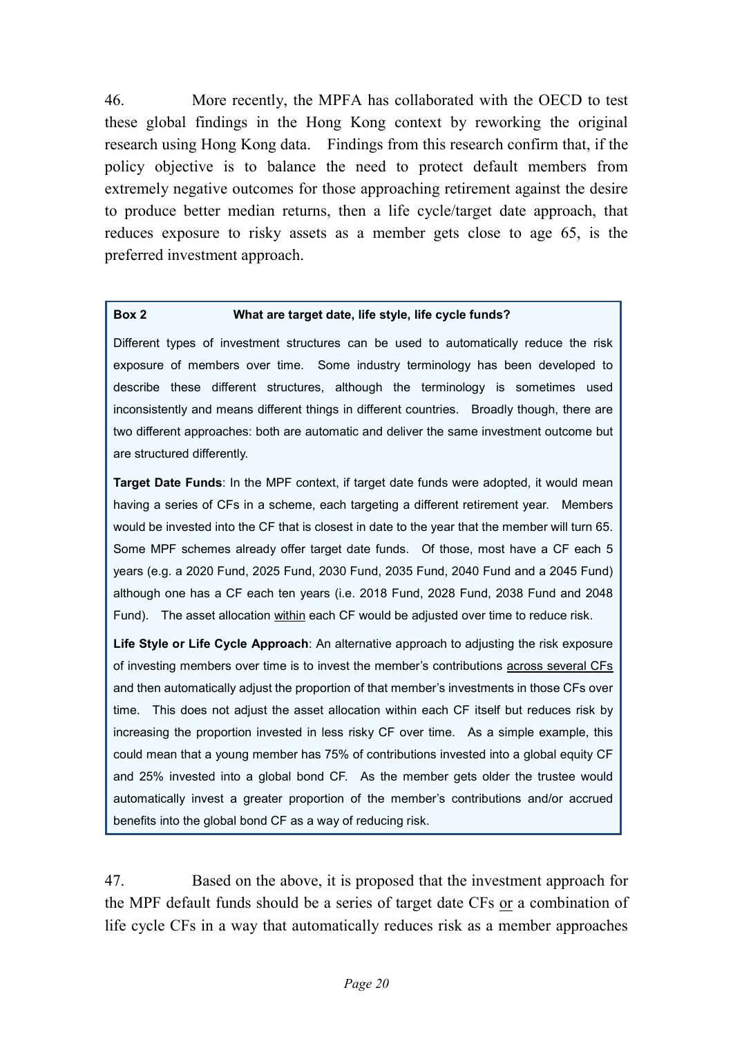46. More recently, the MPFA has collaborated with the OECD to test these global findings in the Hong Kong context by reworking the original research using Hong Kong data. Findings from this research confirm that, if the policy objective is to balance the need to protect default members from extremely negative outcomes for those approaching retirement against the desire to produce better median returns, then a life cycle/target date approach, that reduces exposure to risky assets as a member gets close to age 65, is the preferred investment approach.

> **Box 2 What are target date, life style, life cycle funds?**
>
> Different types of investment structures can be used to automatically reduce the risk exposure of members over time. Some industry terminology has been developed to describe these different structures, although the terminology is sometimes used inconsistently and means different things in different countries. Broadly though, there are two different approaches: both are automatic and deliver the same investment outcome but are structured differently.
>
> **Target Date Funds**: In the MPF context, if target date funds were adopted, it would mean having a series of CFs in a scheme, each targeting a different retirement year. Members would be invested into the CF that is closest in date to the year that the member will turn 65. Some MPF schemes already offer target date funds. Of those, most have a CF each 5 years (e.g. a 2020 Fund, 2025 Fund, 2030 Fund, 2035 Fund, 2040 Fund and a 2045 Fund) although one has a CF each ten years (i.e. 2018 Fund, 2028 Fund, 2038 Fund and 2048 Fund). The asset allocation <u>within</u> each CF would be adjusted over time to reduce risk.
>
> **Life Style or Life Cycle Approach**: An alternative approach to adjusting the risk exposure of investing members over time is to invest the member's contributions <u>across several CFs</u> and then automatically adjust the proportion of that member's investments in those CFs over time. This does not adjust the asset allocation within each CF itself but reduces risk by increasing the proportion invested in less risky CF over time. As a simple example, this could mean that a young member has 75% of contributions invested into a global equity CF and 25% invested into a global bond CF. As the member gets older the trustee would automatically invest a greater proportion of the member's contributions and/or accrued benefits into the global bond CF as a way of reducing risk.

47. Based on the above, it is proposed that the investment approach for the MPF default funds should be a series of target date CFs <u>or</u> a combination of life cycle CFs in a way that automatically reduces risk as a member approaches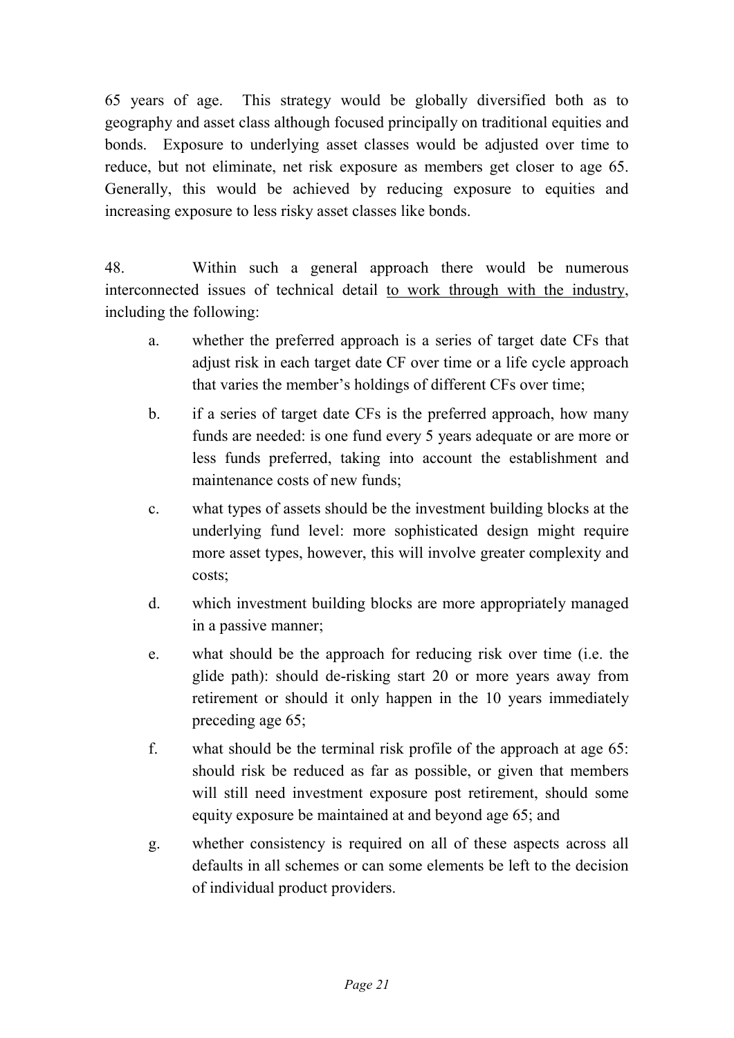65 years of age. This strategy would be globally diversified both as to geography and asset class although focused principally on traditional equities and bonds. Exposure to underlying asset classes would be adjusted over time to reduce, but not eliminate, net risk exposure as members get closer to age 65. Generally, this would be achieved by reducing exposure to equities and increasing exposure to less risky asset classes like bonds.

48. Within such a general approach there would be numerous interconnected issues of technical detail <u>to work through with the industry</u>, including the following:

a. whether the preferred approach is a series of target date CFs that adjust risk in each target date CF over time or a life cycle approach that varies the member's holdings of different CFs over time;

b. if a series of target date CFs is the preferred approach, how many funds are needed: is one fund every 5 years adequate or are more or less funds preferred, taking into account the establishment and maintenance costs of new funds;

c. what types of assets should be the investment building blocks at the underlying fund level: more sophisticated design might require more asset types, however, this will involve greater complexity and costs;

d. which investment building blocks are more appropriately managed in a passive manner;

e. what should be the approach for reducing risk over time (i.e. the glide path): should de-risking start 20 or more years away from retirement or should it only happen in the 10 years immediately preceding age 65;

f. what should be the terminal risk profile of the approach at age 65: should risk be reduced as far as possible, or given that members will still need investment exposure post retirement, should some equity exposure be maintained at and beyond age 65; and

g. whether consistency is required on all of these aspects across all defaults in all schemes or can some elements be left to the decision of individual product providers.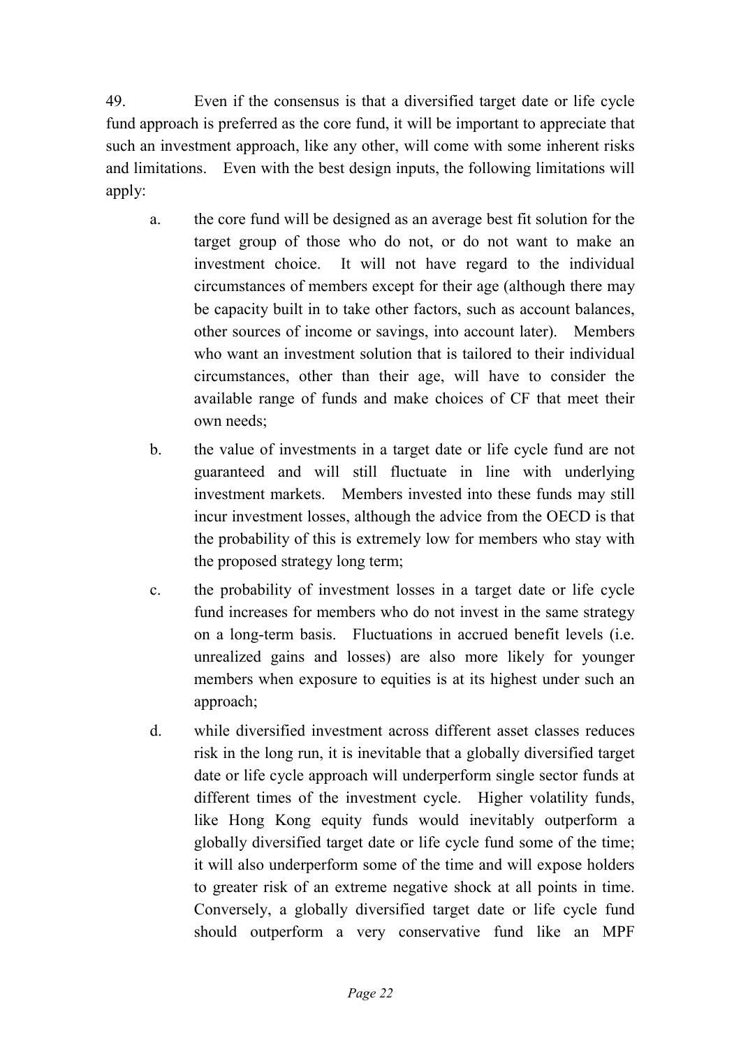49. Even if the consensus is that a diversified target date or life cycle fund approach is preferred as the core fund, it will be important to appreciate that such an investment approach, like any other, will come with some inherent risks and limitations. Even with the best design inputs, the following limitations will apply:

a. the core fund will be designed as an average best fit solution for the target group of those who do not, or do not want to make an investment choice. It will not have regard to the individual circumstances of members except for their age (although there may be capacity built in to take other factors, such as account balances, other sources of income or savings, into account later). Members who want an investment solution that is tailored to their individual circumstances, other than their age, will have to consider the available range of funds and make choices of CF that meet their own needs;

b. the value of investments in a target date or life cycle fund are not guaranteed and will still fluctuate in line with underlying investment markets. Members invested into these funds may still incur investment losses, although the advice from the OECD is that the probability of this is extremely low for members who stay with the proposed strategy long term;

c. the probability of investment losses in a target date or life cycle fund increases for members who do not invest in the same strategy on a long-term basis. Fluctuations in accrued benefit levels (i.e. unrealized gains and losses) are also more likely for younger members when exposure to equities is at its highest under such an approach;

d. while diversified investment across different asset classes reduces risk in the long run, it is inevitable that a globally diversified target date or life cycle approach will underperform single sector funds at different times of the investment cycle. Higher volatility funds, like Hong Kong equity funds would inevitably outperform a globally diversified target date or life cycle fund some of the time; it will also underperform some of the time and will expose holders to greater risk of an extreme negative shock at all points in time. Conversely, a globally diversified target date or life cycle fund should outperform a very conservative fund like an MPF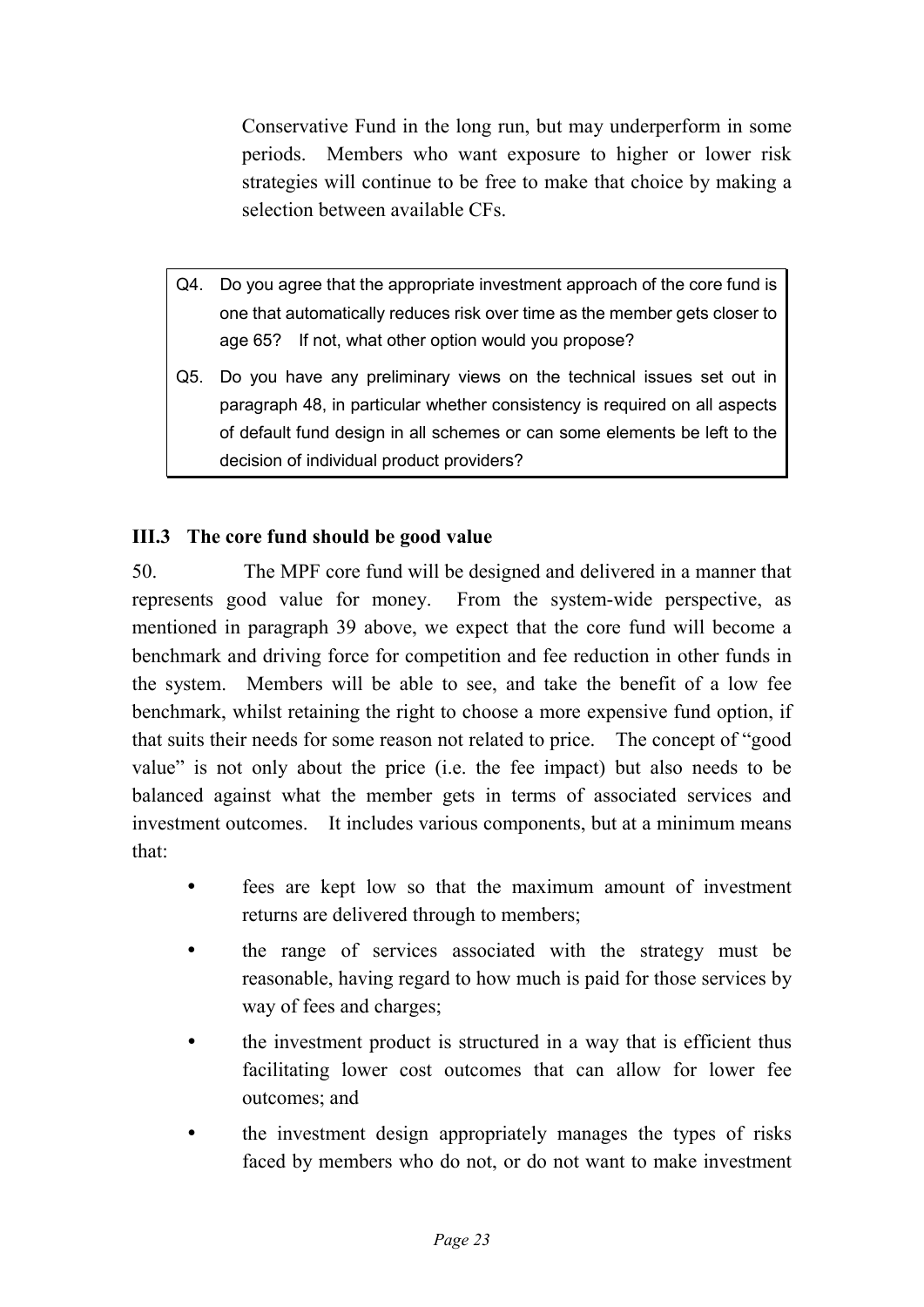Conservative Fund in the long run, but may underperform in some periods. Members who want exposure to higher or lower risk strategies will continue to be free to make that choice by making a selection between available CFs.

> Q4. Do you agree that the appropriate investment approach of the core fund is one that automatically reduces risk over time as the member gets closer to age 65? If not, what other option would you propose?
>
> Q5. Do you have any preliminary views on the technical issues set out in paragraph 48, in particular whether consistency is required on all aspects of default fund design in all schemes or can some elements be left to the decision of individual product providers?

### III.3 The core fund should be good value

50. The MPF core fund will be designed and delivered in a manner that represents good value for money. From the system-wide perspective, as mentioned in paragraph 39 above, we expect that the core fund will become a benchmark and driving force for competition and fee reduction in other funds in the system. Members will be able to see, and take the benefit of a low fee benchmark, whilst retaining the right to choose a more expensive fund option, if that suits their needs for some reason not related to price. The concept of "good value" is not only about the price (i.e. the fee impact) but also needs to be balanced against what the member gets in terms of associated services and investment outcomes. It includes various components, but at a minimum means that:

- fees are kept low so that the maximum amount of investment returns are delivered through to members;
- the range of services associated with the strategy must be reasonable, having regard to how much is paid for those services by way of fees and charges;
- the investment product is structured in a way that is efficient thus facilitating lower cost outcomes that can allow for lower fee outcomes; and
- the investment design appropriately manages the types of risks faced by members who do not, or do not want to make investment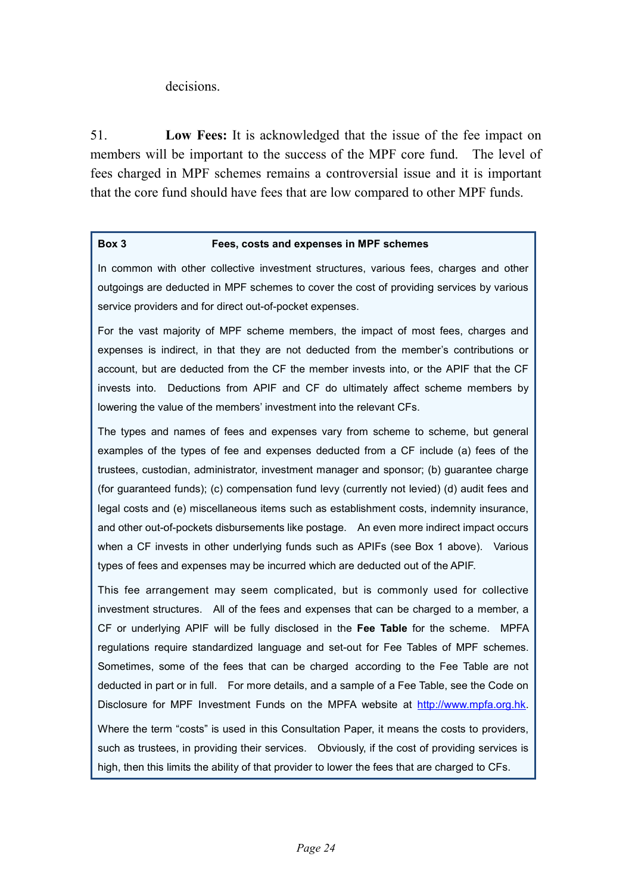decisions.

51. **Low Fees:** It is acknowledged that the issue of the fee impact on members will be important to the success of the MPF core fund. The level of fees charged in MPF schemes remains a controversial issue and it is important that the core fund should have fees that are low compared to other MPF funds.

> **Box 3 — Fees, costs and expenses in MPF schemes**
>
> In common with other collective investment structures, various fees, charges and other outgoings are deducted in MPF schemes to cover the cost of providing services by various service providers and for direct out-of-pocket expenses.
>
> For the vast majority of MPF scheme members, the impact of most fees, charges and expenses is indirect, in that they are not deducted from the member's contributions or account, but are deducted from the CF the member invests into, or the APIF that the CF invests into. Deductions from APIF and CF do ultimately affect scheme members by lowering the value of the members' investment into the relevant CFs.
>
> The types and names of fees and expenses vary from scheme to scheme, but general examples of the types of fee and expenses deducted from a CF include (a) fees of the trustees, custodian, administrator, investment manager and sponsor; (b) guarantee charge (for guaranteed funds); (c) compensation fund levy (currently not levied) (d) audit fees and legal costs and (e) miscellaneous items such as establishment costs, indemnity insurance, and other out-of-pockets disbursements like postage. An even more indirect impact occurs when a CF invests in other underlying funds such as APIFs (see Box 1 above). Various types of fees and expenses may be incurred which are deducted out of the APIF.
>
> This fee arrangement may seem complicated, but is commonly used for collective investment structures. All of the fees and expenses that can be charged to a member, a CF or underlying APIF will be fully disclosed in the **Fee Table** for the scheme. MPFA regulations require standardized language and set-out for Fee Tables of MPF schemes. Sometimes, some of the fees that can be charged according to the Fee Table are not deducted in part or in full. For more details, and a sample of a Fee Table, see the Code on Disclosure for MPF Investment Funds on the MPFA website at http://www.mpfa.org.hk.
>
> Where the term "costs" is used in this Consultation Paper, it means the costs to providers, such as trustees, in providing their services. Obviously, if the cost of providing services is high, then this limits the ability of that provider to lower the fees that are charged to CFs.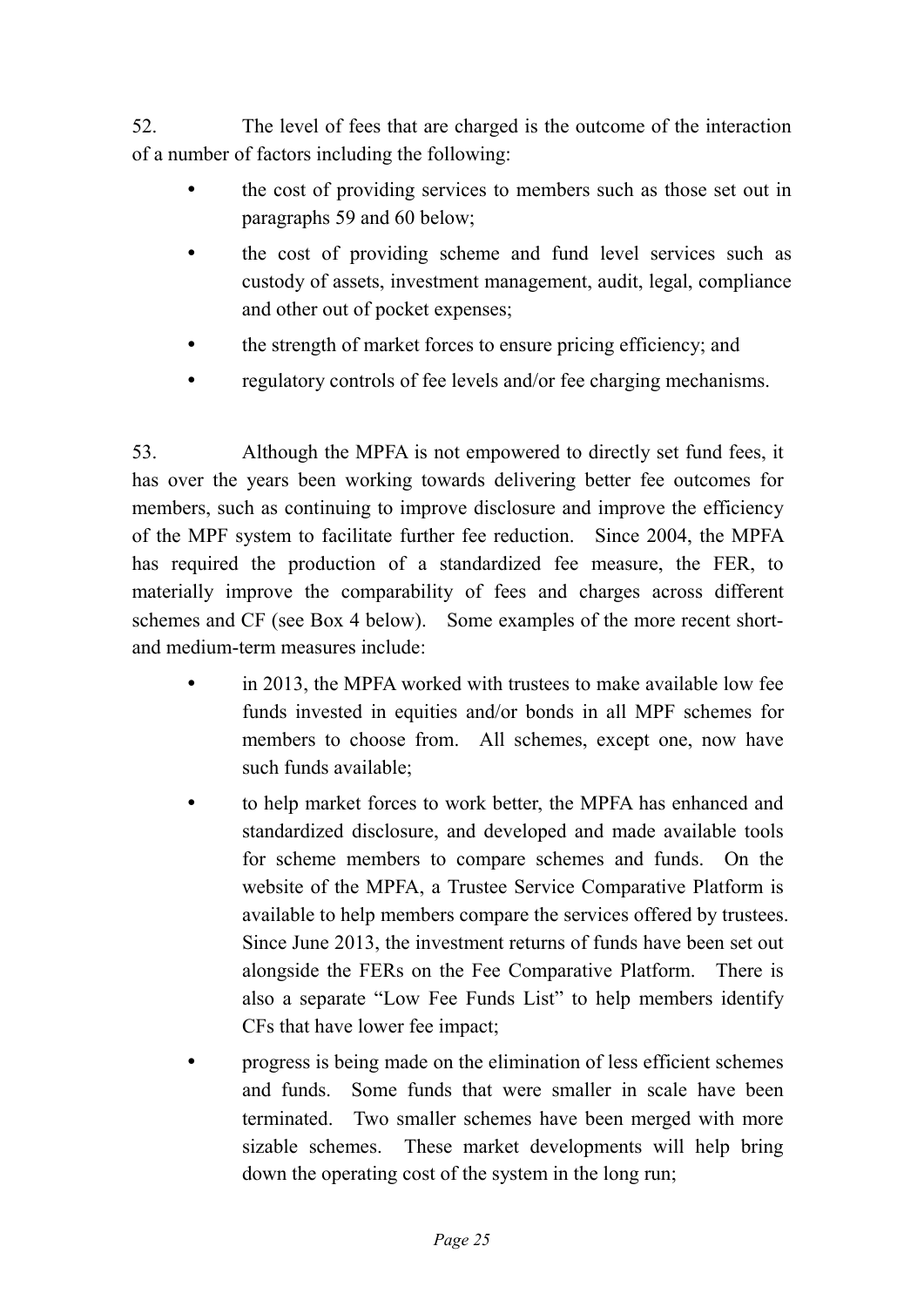52. The level of fees that are charged is the outcome of the interaction of a number of factors including the following:

- the cost of providing services to members such as those set out in paragraphs 59 and 60 below;
- the cost of providing scheme and fund level services such as custody of assets, investment management, audit, legal, compliance and other out of pocket expenses;
- the strength of market forces to ensure pricing efficiency; and
- regulatory controls of fee levels and/or fee charging mechanisms.

53. Although the MPFA is not empowered to directly set fund fees, it has over the years been working towards delivering better fee outcomes for members, such as continuing to improve disclosure and improve the efficiency of the MPF system to facilitate further fee reduction. Since 2004, the MPFA has required the production of a standardized fee measure, the FER, to materially improve the comparability of fees and charges across different schemes and CF (see Box 4 below). Some examples of the more recent short- and medium-term measures include:

- in 2013, the MPFA worked with trustees to make available low fee funds invested in equities and/or bonds in all MPF schemes for members to choose from. All schemes, except one, now have such funds available;
- to help market forces to work better, the MPFA has enhanced and standardized disclosure, and developed and made available tools for scheme members to compare schemes and funds. On the website of the MPFA, a Trustee Service Comparative Platform is available to help members compare the services offered by trustees. Since June 2013, the investment returns of funds have been set out alongside the FERs on the Fee Comparative Platform. There is also a separate "Low Fee Funds List" to help members identify CFs that have lower fee impact;
- progress is being made on the elimination of less efficient schemes and funds. Some funds that were smaller in scale have been terminated. Two smaller schemes have been merged with more sizable schemes. These market developments will help bring down the operating cost of the system in the long run;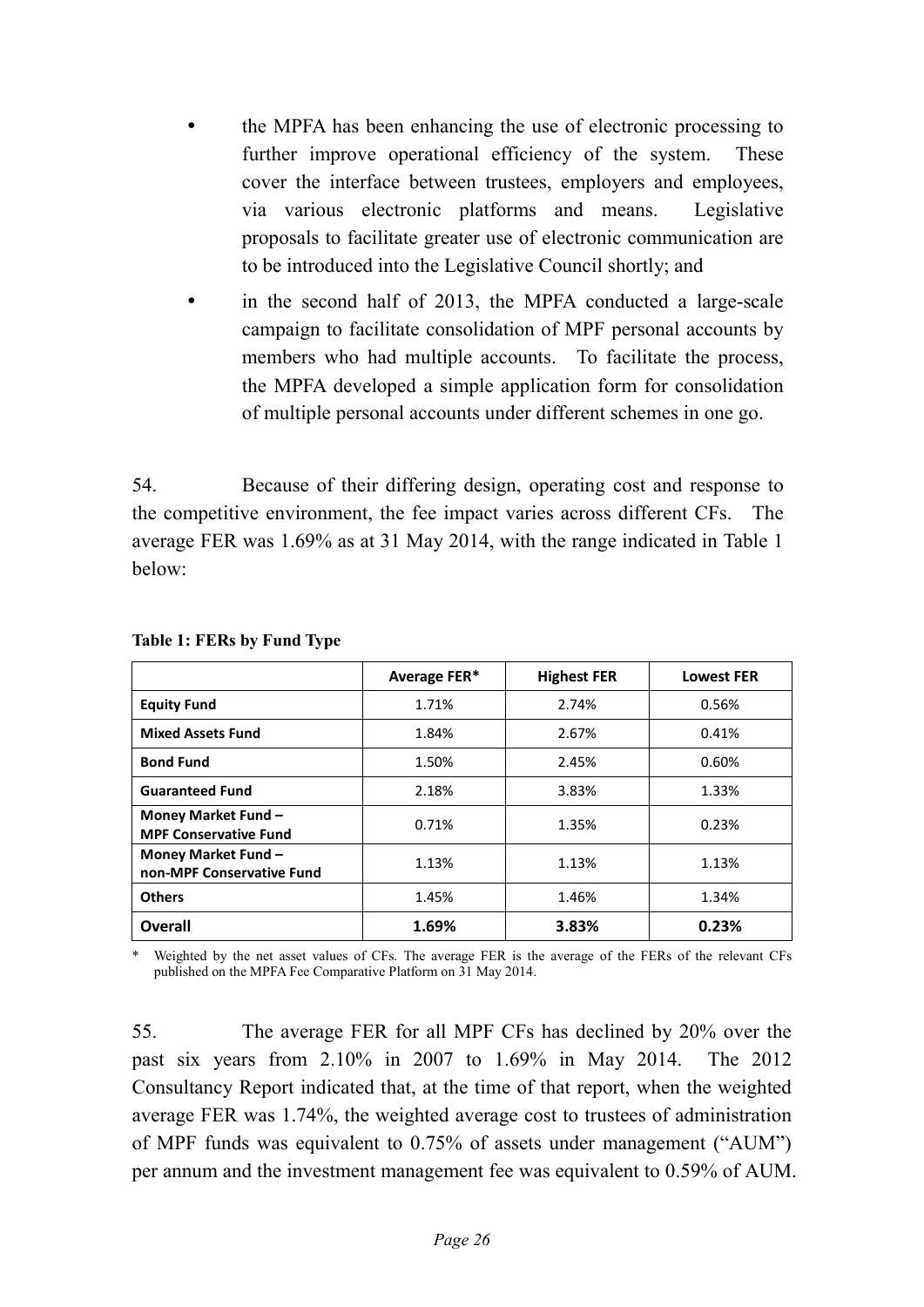- the MPFA has been enhancing the use of electronic processing to further improve operational efficiency of the system. These cover the interface between trustees, employers and employees, via various electronic platforms and means. Legislative proposals to facilitate greater use of electronic communication are to be introduced into the Legislative Council shortly; and
- in the second half of 2013, the MPFA conducted a large-scale campaign to facilitate consolidation of MPF personal accounts by members who had multiple accounts. To facilitate the process, the MPFA developed a simple application form for consolidation of multiple personal accounts under different schemes in one go.

54. Because of their differing design, operating cost and response to the competitive environment, the fee impact varies across different CFs. The average FER was 1.69% as at 31 May 2014, with the range indicated in Table 1 below:

**Table 1: FERs by Fund Type**

| | Average FER* | Highest FER | Lowest FER |
|---|---|---|---|
| **Equity Fund** | 1.71% | 2.74% | 0.56% |
| **Mixed Assets Fund** | 1.84% | 2.67% | 0.41% |
| **Bond Fund** | 1.50% | 2.45% | 0.60% |
| **Guaranteed Fund** | 2.18% | 3.83% | 1.33% |
| **Money Market Fund – MPF Conservative Fund** | 0.71% | 1.35% | 0.23% |
| **Money Market Fund – non-MPF Conservative Fund** | 1.13% | 1.13% | 1.13% |
| **Others** | 1.45% | 1.46% | 1.34% |
| **Overall** | **1.69%** | **3.83%** | **0.23%** |

\* Weighted by the net asset values of CFs. The average FER is the average of the FERs of the relevant CFs published on the MPFA Fee Comparative Platform on 31 May 2014.

55. The average FER for all MPF CFs has declined by 20% over the past six years from 2.10% in 2007 to 1.69% in May 2014. The 2012 Consultancy Report indicated that, at the time of that report, when the weighted average FER was 1.74%, the weighted average cost to trustees of administration of MPF funds was equivalent to 0.75% of assets under management ("AUM") per annum and the investment management fee was equivalent to 0.59% of AUM.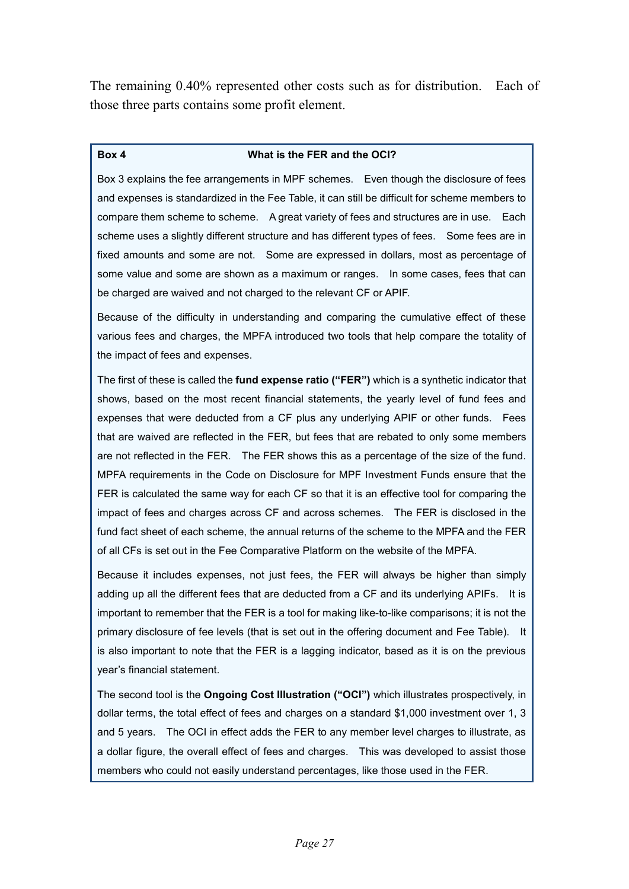The remaining 0.40% represented other costs such as for distribution. Each of those three parts contains some profit element.

**Box 4 — What is the FER and the OCI?**

Box 3 explains the fee arrangements in MPF schemes. Even though the disclosure of fees and expenses is standardized in the Fee Table, it can still be difficult for scheme members to compare them scheme to scheme. A great variety of fees and structures are in use. Each scheme uses a slightly different structure and has different types of fees. Some fees are in fixed amounts and some are not. Some are expressed in dollars, most as percentage of some value and some are shown as a maximum or ranges. In some cases, fees that can be charged are waived and not charged to the relevant CF or APIF.

Because of the difficulty in understanding and comparing the cumulative effect of these various fees and charges, the MPFA introduced two tools that help compare the totality of the impact of fees and expenses.

The first of these is called the **fund expense ratio ("FER")** which is a synthetic indicator that shows, based on the most recent financial statements, the yearly level of fund fees and expenses that were deducted from a CF plus any underlying APIF or other funds. Fees that are waived are reflected in the FER, but fees that are rebated to only some members are not reflected in the FER. The FER shows this as a percentage of the size of the fund. MPFA requirements in the Code on Disclosure for MPF Investment Funds ensure that the FER is calculated the same way for each CF so that it is an effective tool for comparing the impact of fees and charges across CF and across schemes. The FER is disclosed in the fund fact sheet of each scheme, the annual returns of the scheme to the MPFA and the FER of all CFs is set out in the Fee Comparative Platform on the website of the MPFA.

Because it includes expenses, not just fees, the FER will always be higher than simply adding up all the different fees that are deducted from a CF and its underlying APIFs. It is important to remember that the FER is a tool for making like-to-like comparisons; it is not the primary disclosure of fee levels (that is set out in the offering document and Fee Table). It is also important to note that the FER is a lagging indicator, based as it is on the previous year's financial statement.

The second tool is the **Ongoing Cost Illustration ("OCI")** which illustrates prospectively, in dollar terms, the total effect of fees and charges on a standard $1,000 investment over 1, 3 and 5 years. The OCI in effect adds the FER to any member level charges to illustrate, as a dollar figure, the overall effect of fees and charges. This was developed to assist those members who could not easily understand percentages, like those used in the FER.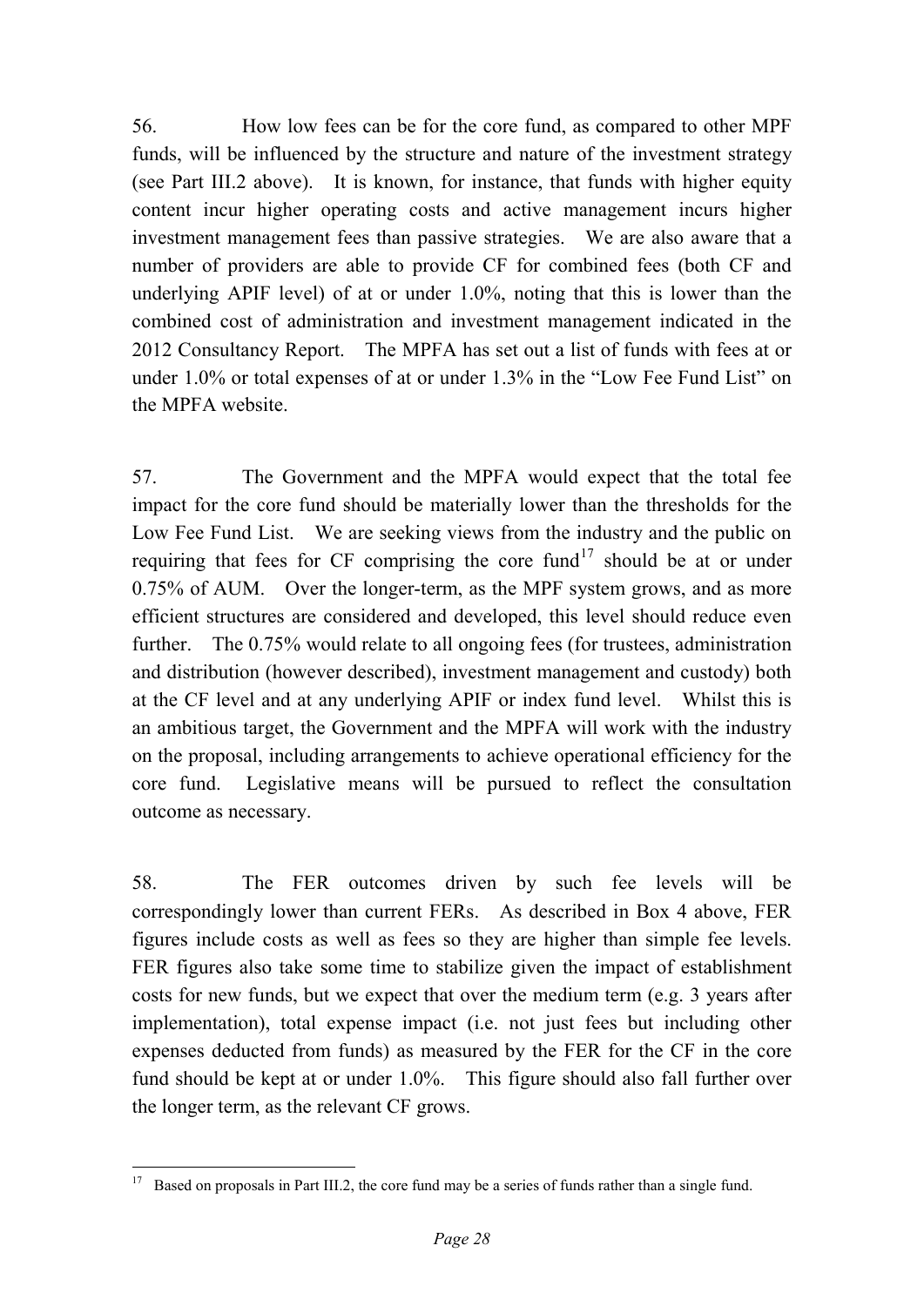56. How low fees can be for the core fund, as compared to other MPF funds, will be influenced by the structure and nature of the investment strategy (see Part III.2 above). It is known, for instance, that funds with higher equity content incur higher operating costs and active management incurs higher investment management fees than passive strategies. We are also aware that a number of providers are able to provide CF for combined fees (both CF and underlying APIF level) of at or under 1.0%, noting that this is lower than the combined cost of administration and investment management indicated in the 2012 Consultancy Report. The MPFA has set out a list of funds with fees at or under 1.0% or total expenses of at or under 1.3% in the "Low Fee Fund List" on the MPFA website.

57. The Government and the MPFA would expect that the total fee impact for the core fund should be materially lower than the thresholds for the Low Fee Fund List. We are seeking views from the industry and the public on requiring that fees for CF comprising the core fund[17] should be at or under 0.75% of AUM. Over the longer-term, as the MPF system grows, and as more efficient structures are considered and developed, this level should reduce even further. The 0.75% would relate to all ongoing fees (for trustees, administration and distribution (however described), investment management and custody) both at the CF level and at any underlying APIF or index fund level. Whilst this is an ambitious target, the Government and the MPFA will work with the industry on the proposal, including arrangements to achieve operational efficiency for the core fund. Legislative means will be pursued to reflect the consultation outcome as necessary.

58. The FER outcomes driven by such fee levels will be correspondingly lower than current FERs. As described in Box 4 above, FER figures include costs as well as fees so they are higher than simple fee levels. FER figures also take some time to stabilize given the impact of establishment costs for new funds, but we expect that over the medium term (e.g. 3 years after implementation), total expense impact (i.e. not just fees but including other expenses deducted from funds) as measured by the FER for the CF in the core fund should be kept at or under 1.0%. This figure should also fall further over the longer term, as the relevant CF grows.

---

[17] Based on proposals in Part III.2, the core fund may be a series of funds rather than a single fund.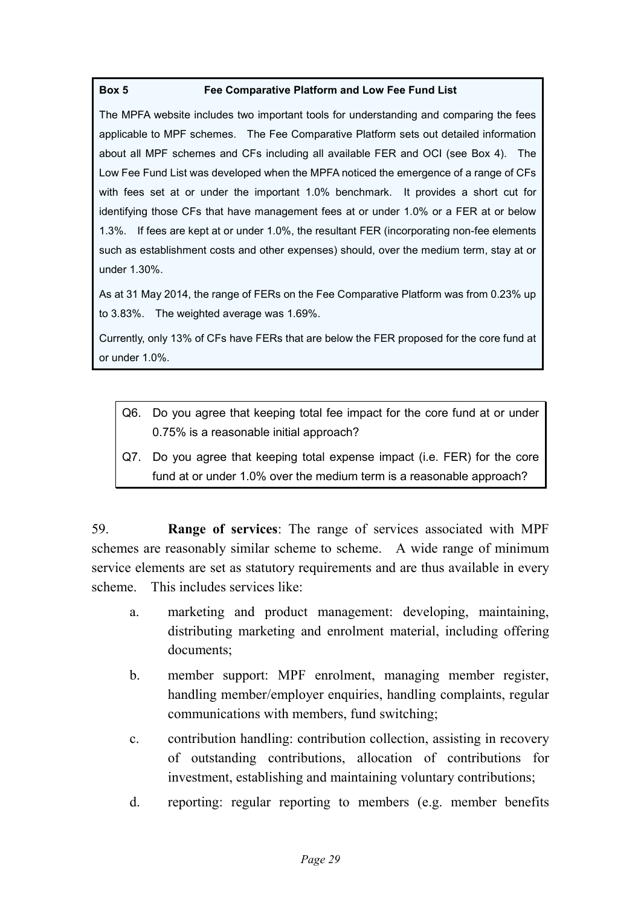**Box 5 Fee Comparative Platform and Low Fee Fund List**

The MPFA website includes two important tools for understanding and comparing the fees applicable to MPF schemes. The Fee Comparative Platform sets out detailed information about all MPF schemes and CFs including all available FER and OCI (see Box 4). The Low Fee Fund List was developed when the MPFA noticed the emergence of a range of CFs with fees set at or under the important 1.0% benchmark. It provides a short cut for identifying those CFs that have management fees at or under 1.0% or a FER at or below 1.3%. If fees are kept at or under 1.0%, the resultant FER (incorporating non-fee elements such as establishment costs and other expenses) should, over the medium term, stay at or under 1.30%.

As at 31 May 2014, the range of FERs on the Fee Comparative Platform was from 0.23% up to 3.83%. The weighted average was 1.69%.

Currently, only 13% of CFs have FERs that are below the FER proposed for the core fund at or under 1.0%.

> Q6. Do you agree that keeping total fee impact for the core fund at or under 0.75% is a reasonable initial approach?
>
> Q7. Do you agree that keeping total expense impact (i.e. FER) for the core fund at or under 1.0% over the medium term is a reasonable approach?

59. **Range of services**: The range of services associated with MPF schemes are reasonably similar scheme to scheme. A wide range of minimum service elements are set as statutory requirements and are thus available in every scheme. This includes services like:

a. marketing and product management: developing, maintaining, distributing marketing and enrolment material, including offering documents;

b. member support: MPF enrolment, managing member register, handling member/employer enquiries, handling complaints, regular communications with members, fund switching;

c. contribution handling: contribution collection, assisting in recovery of outstanding contributions, allocation of contributions for investment, establishing and maintaining voluntary contributions;

d. reporting: regular reporting to members (e.g. member benefits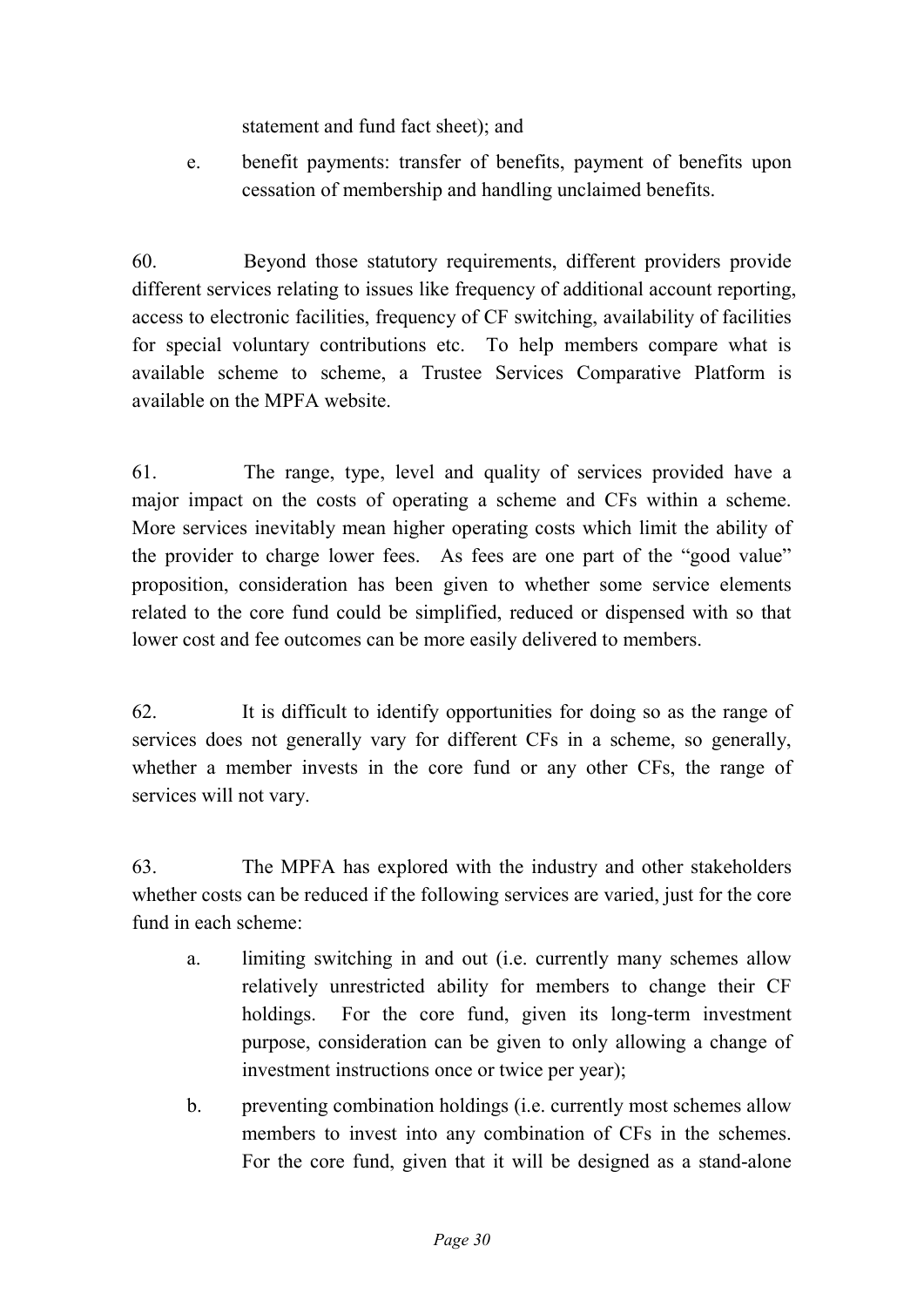statement and fund fact sheet); and

e. benefit payments: transfer of benefits, payment of benefits upon cessation of membership and handling unclaimed benefits.

60. Beyond those statutory requirements, different providers provide different services relating to issues like frequency of additional account reporting, access to electronic facilities, frequency of CF switching, availability of facilities for special voluntary contributions etc. To help members compare what is available scheme to scheme, a Trustee Services Comparative Platform is available on the MPFA website.

61. The range, type, level and quality of services provided have a major impact on the costs of operating a scheme and CFs within a scheme. More services inevitably mean higher operating costs which limit the ability of the provider to charge lower fees. As fees are one part of the "good value" proposition, consideration has been given to whether some service elements related to the core fund could be simplified, reduced or dispensed with so that lower cost and fee outcomes can be more easily delivered to members.

62. It is difficult to identify opportunities for doing so as the range of services does not generally vary for different CFs in a scheme, so generally, whether a member invests in the core fund or any other CFs, the range of services will not vary.

63. The MPFA has explored with the industry and other stakeholders whether costs can be reduced if the following services are varied, just for the core fund in each scheme:

a. limiting switching in and out (i.e. currently many schemes allow relatively unrestricted ability for members to change their CF holdings. For the core fund, given its long-term investment purpose, consideration can be given to only allowing a change of investment instructions once or twice per year);

b. preventing combination holdings (i.e. currently most schemes allow members to invest into any combination of CFs in the schemes. For the core fund, given that it will be designed as a stand-alone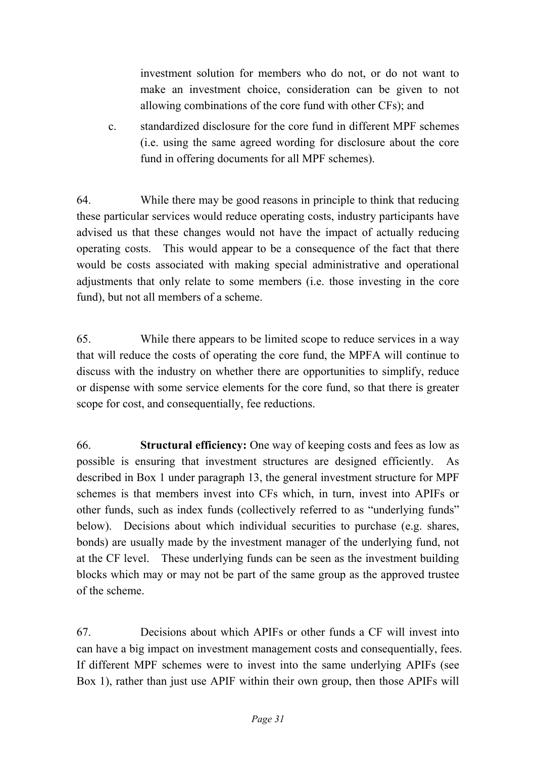investment solution for members who do not, or do not want to make an investment choice, consideration can be given to not allowing combinations of the core fund with other CFs); and

c. standardized disclosure for the core fund in different MPF schemes (i.e. using the same agreed wording for disclosure about the core fund in offering documents for all MPF schemes).

64. While there may be good reasons in principle to think that reducing these particular services would reduce operating costs, industry participants have advised us that these changes would not have the impact of actually reducing operating costs. This would appear to be a consequence of the fact that there would be costs associated with making special administrative and operational adjustments that only relate to some members (i.e. those investing in the core fund), but not all members of a scheme.

65. While there appears to be limited scope to reduce services in a way that will reduce the costs of operating the core fund, the MPFA will continue to discuss with the industry on whether there are opportunities to simplify, reduce or dispense with some service elements for the core fund, so that there is greater scope for cost, and consequentially, fee reductions.

66. **Structural efficiency:** One way of keeping costs and fees as low as possible is ensuring that investment structures are designed efficiently. As described in Box 1 under paragraph 13, the general investment structure for MPF schemes is that members invest into CFs which, in turn, invest into APIFs or other funds, such as index funds (collectively referred to as "underlying funds" below). Decisions about which individual securities to purchase (e.g. shares, bonds) are usually made by the investment manager of the underlying fund, not at the CF level. These underlying funds can be seen as the investment building blocks which may or may not be part of the same group as the approved trustee of the scheme.

67. Decisions about which APIFs or other funds a CF will invest into can have a big impact on investment management costs and consequentially, fees. If different MPF schemes were to invest into the same underlying APIFs (see Box 1), rather than just use APIF within their own group, then those APIFs will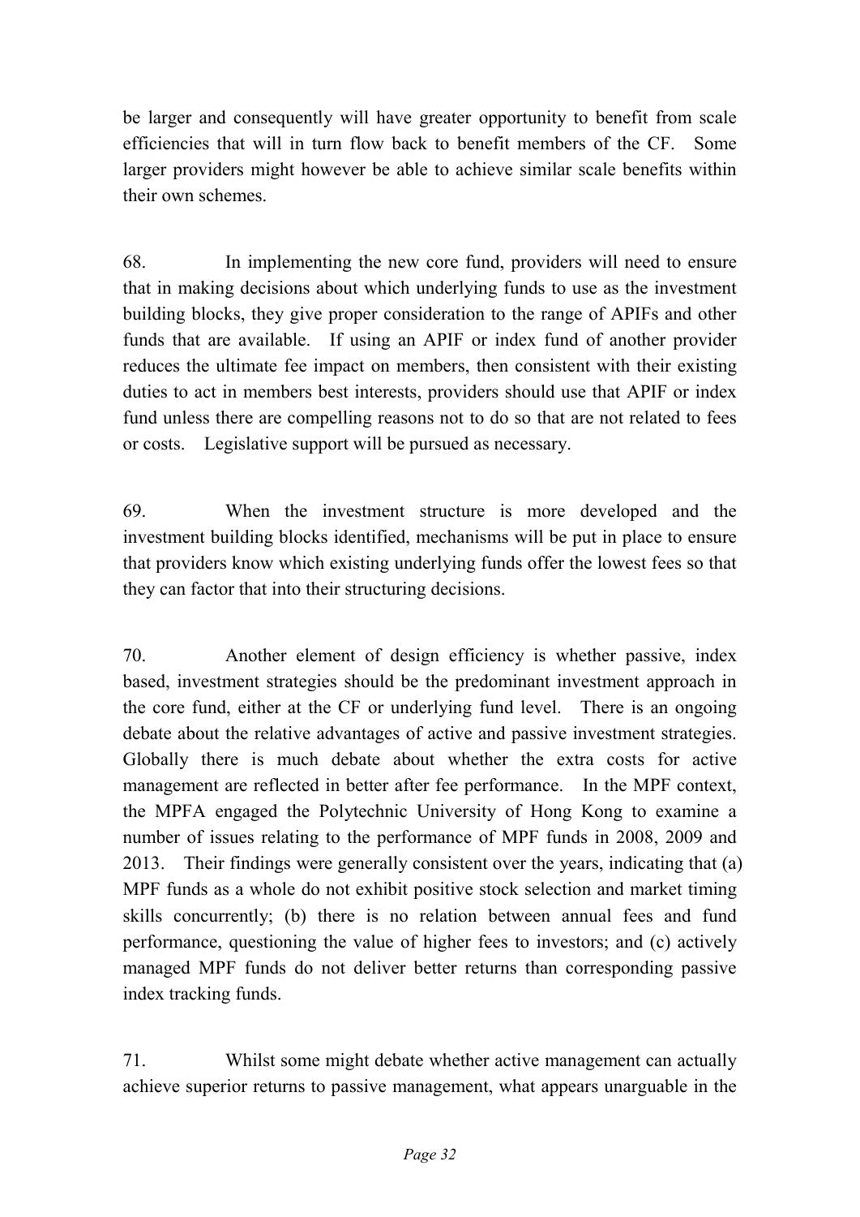be larger and consequently will have greater opportunity to benefit from scale efficiencies that will in turn flow back to benefit members of the CF. Some larger providers might however be able to achieve similar scale benefits within their own schemes.

68. In implementing the new core fund, providers will need to ensure that in making decisions about which underlying funds to use as the investment building blocks, they give proper consideration to the range of APIFs and other funds that are available. If using an APIF or index fund of another provider reduces the ultimate fee impact on members, then consistent with their existing duties to act in members best interests, providers should use that APIF or index fund unless there are compelling reasons not to do so that are not related to fees or costs. Legislative support will be pursued as necessary.

69. When the investment structure is more developed and the investment building blocks identified, mechanisms will be put in place to ensure that providers know which existing underlying funds offer the lowest fees so that they can factor that into their structuring decisions.

70. Another element of design efficiency is whether passive, index based, investment strategies should be the predominant investment approach in the core fund, either at the CF or underlying fund level. There is an ongoing debate about the relative advantages of active and passive investment strategies. Globally there is much debate about whether the extra costs for active management are reflected in better after fee performance. In the MPF context, the MPFA engaged the Polytechnic University of Hong Kong to examine a number of issues relating to the performance of MPF funds in 2008, 2009 and 2013. Their findings were generally consistent over the years, indicating that (a) MPF funds as a whole do not exhibit positive stock selection and market timing skills concurrently; (b) there is no relation between annual fees and fund performance, questioning the value of higher fees to investors; and (c) actively managed MPF funds do not deliver better returns than corresponding passive index tracking funds.

71. Whilst some might debate whether active management can actually achieve superior returns to passive management, what appears unarguable in the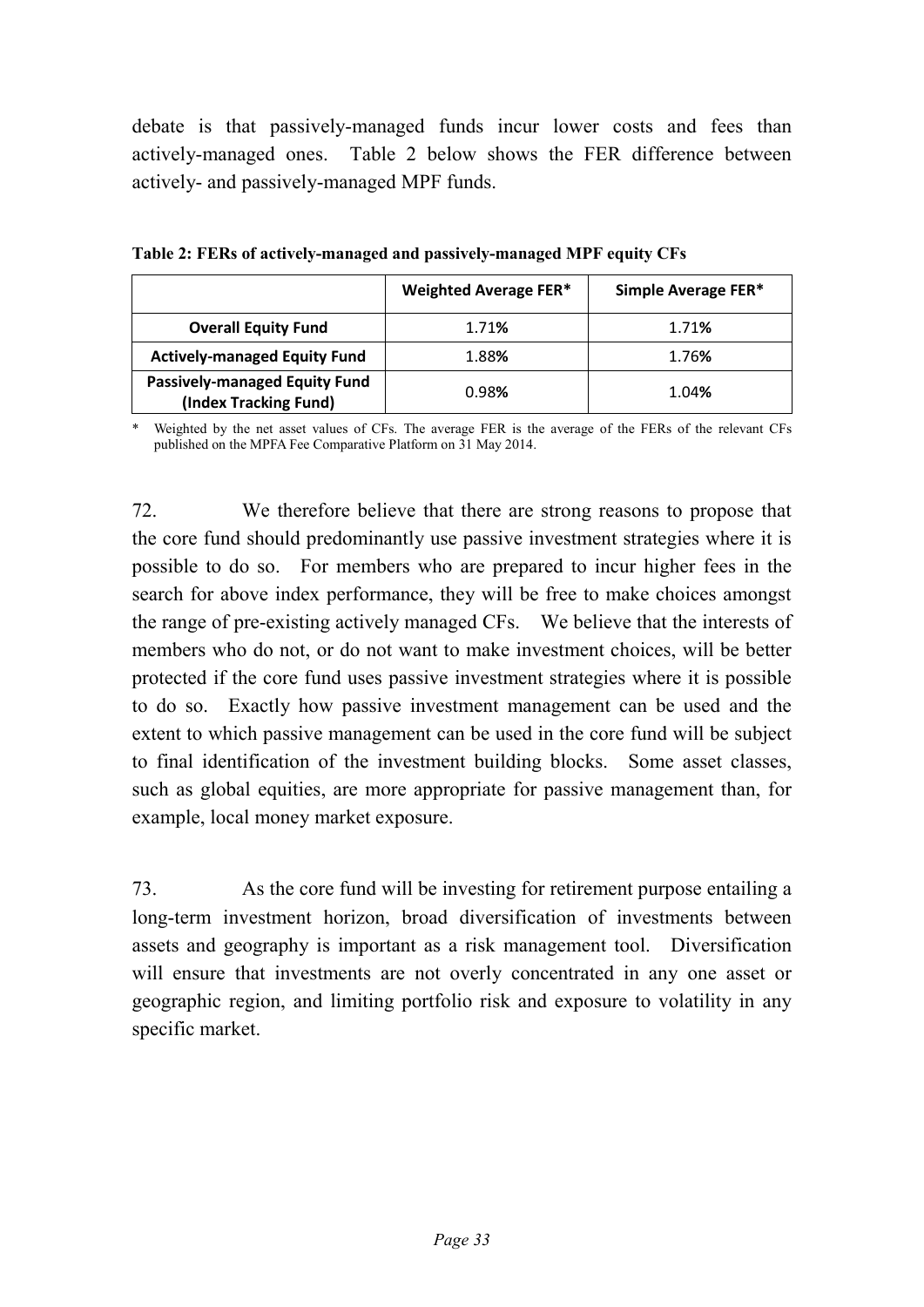debate is that passively-managed funds incur lower costs and fees than actively-managed ones. Table 2 below shows the FER difference between actively- and passively-managed MPF funds.

**Table 2: FERs of actively-managed and passively-managed MPF equity CFs**

| | Weighted Average FER* | Simple Average FER* |
|---|---|---|
| **Overall Equity Fund** | 1.71% | 1.71% |
| **Actively-managed Equity Fund** | 1.88% | 1.76% |
| **Passively-managed Equity Fund (Index Tracking Fund)** | 0.98% | 1.04% |

\* Weighted by the net asset values of CFs. The average FER is the average of the FERs of the relevant CFs published on the MPFA Fee Comparative Platform on 31 May 2014.

72. We therefore believe that there are strong reasons to propose that the core fund should predominantly use passive investment strategies where it is possible to do so. For members who are prepared to incur higher fees in the search for above index performance, they will be free to make choices amongst the range of pre-existing actively managed CFs. We believe that the interests of members who do not, or do not want to make investment choices, will be better protected if the core fund uses passive investment strategies where it is possible to do so. Exactly how passive investment management can be used and the extent to which passive management can be used in the core fund will be subject to final identification of the investment building blocks. Some asset classes, such as global equities, are more appropriate for passive management than, for example, local money market exposure.

73. As the core fund will be investing for retirement purpose entailing a long-term investment horizon, broad diversification of investments between assets and geography is important as a risk management tool. Diversification will ensure that investments are not overly concentrated in any one asset or geographic region, and limiting portfolio risk and exposure to volatility in any specific market.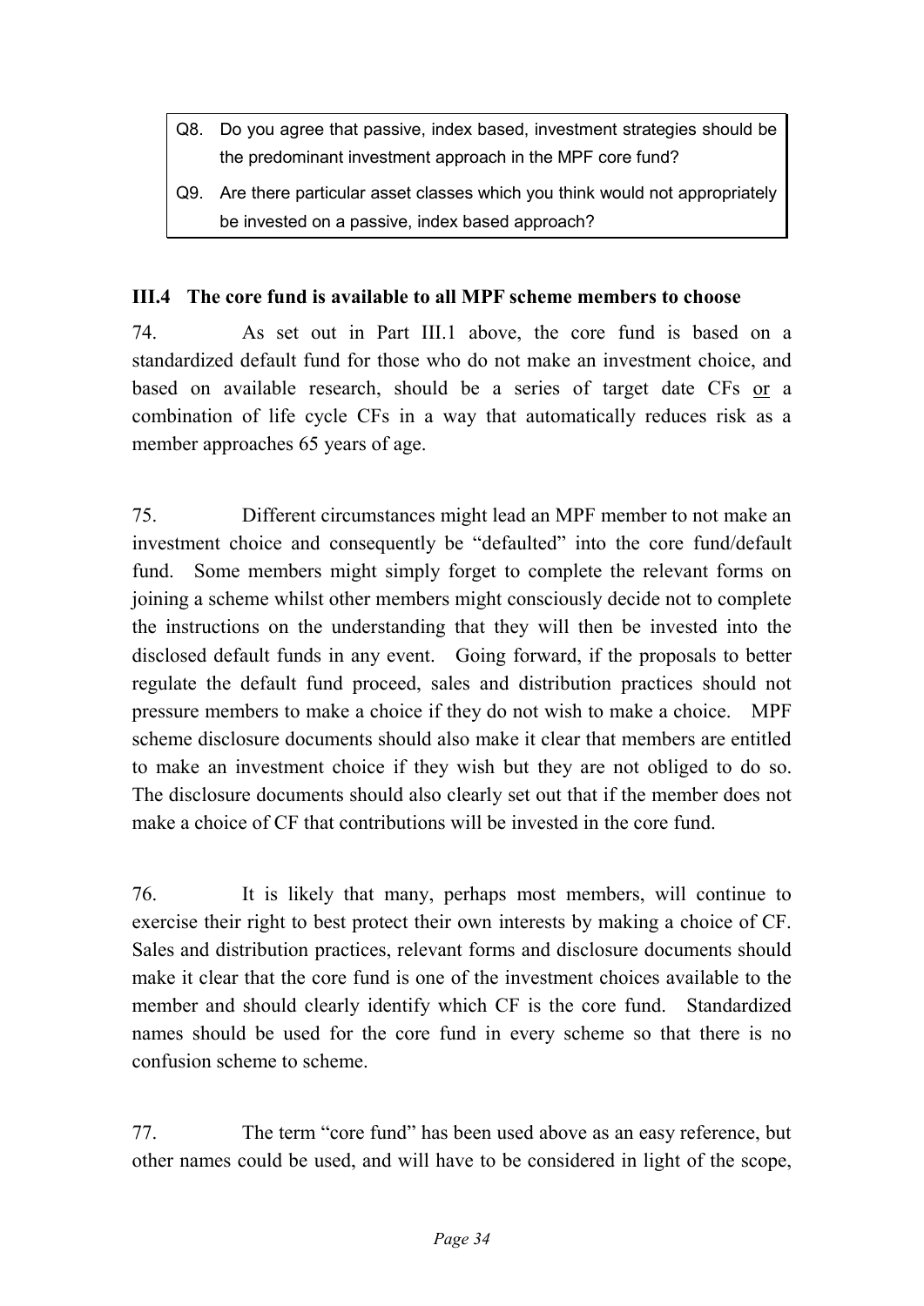Q8. Do you agree that passive, index based, investment strategies should be the predominant investment approach in the MPF core fund?

Q9. Are there particular asset classes which you think would not appropriately be invested on a passive, index based approach?

### III.4 The core fund is available to all MPF scheme members to choose

74. As set out in Part III.1 above, the core fund is based on a standardized default fund for those who do not make an investment choice, and based on available research, should be a series of target date CFs <u>or</u> a combination of life cycle CFs in a way that automatically reduces risk as a member approaches 65 years of age.

75. Different circumstances might lead an MPF member to not make an investment choice and consequently be "defaulted" into the core fund/default fund. Some members might simply forget to complete the relevant forms on joining a scheme whilst other members might consciously decide not to complete the instructions on the understanding that they will then be invested into the disclosed default funds in any event. Going forward, if the proposals to better regulate the default fund proceed, sales and distribution practices should not pressure members to make a choice if they do not wish to make a choice. MPF scheme disclosure documents should also make it clear that members are entitled to make an investment choice if they wish but they are not obliged to do so. The disclosure documents should also clearly set out that if the member does not make a choice of CF that contributions will be invested in the core fund.

76. It is likely that many, perhaps most members, will continue to exercise their right to best protect their own interests by making a choice of CF. Sales and distribution practices, relevant forms and disclosure documents should make it clear that the core fund is one of the investment choices available to the member and should clearly identify which CF is the core fund. Standardized names should be used for the core fund in every scheme so that there is no confusion scheme to scheme.

77. The term "core fund" has been used above as an easy reference, but other names could be used, and will have to be considered in light of the scope,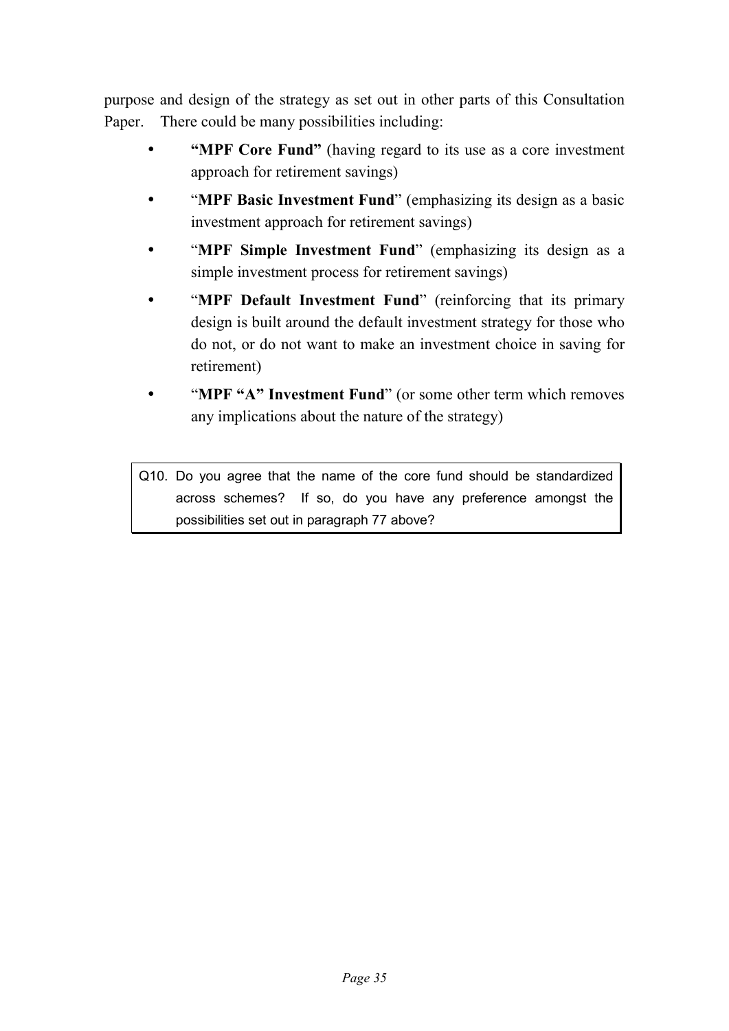purpose and design of the strategy as set out in other parts of this Consultation Paper. There could be many possibilities including:

- **"MPF Core Fund"** (having regard to its use as a core investment approach for retirement savings)
- "**MPF Basic Investment Fund**" (emphasizing its design as a basic investment approach for retirement savings)
- "**MPF Simple Investment Fund**" (emphasizing its design as a simple investment process for retirement savings)
- "**MPF Default Investment Fund**" (reinforcing that its primary design is built around the default investment strategy for those who do not, or do not want to make an investment choice in saving for retirement)
- "**MPF "A" Investment Fund**" (or some other term which removes any implications about the nature of the strategy)

> Q10. Do you agree that the name of the core fund should be standardized across schemes? If so, do you have any preference amongst the possibilities set out in paragraph 77 above?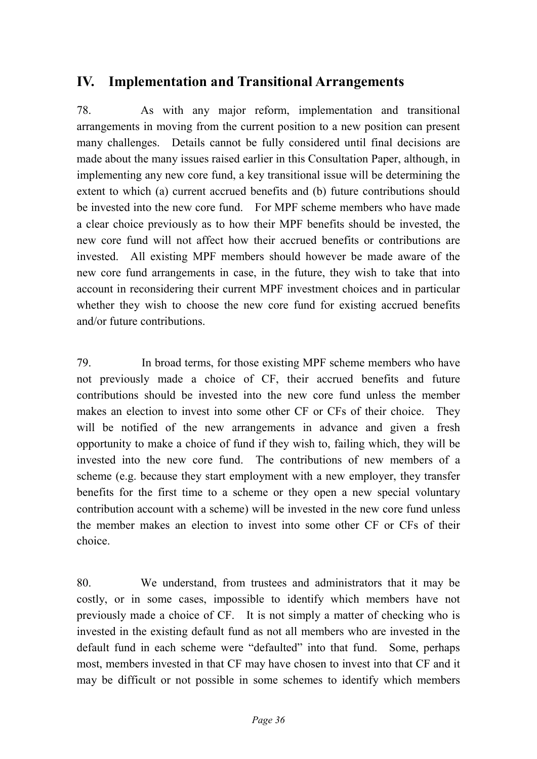## IV. Implementation and Transitional Arrangements

78. As with any major reform, implementation and transitional arrangements in moving from the current position to a new position can present many challenges. Details cannot be fully considered until final decisions are made about the many issues raised earlier in this Consultation Paper, although, in implementing any new core fund, a key transitional issue will be determining the extent to which (a) current accrued benefits and (b) future contributions should be invested into the new core fund. For MPF scheme members who have made a clear choice previously as to how their MPF benefits should be invested, the new core fund will not affect how their accrued benefits or contributions are invested. All existing MPF members should however be made aware of the new core fund arrangements in case, in the future, they wish to take that into account in reconsidering their current MPF investment choices and in particular whether they wish to choose the new core fund for existing accrued benefits and/or future contributions.

79. In broad terms, for those existing MPF scheme members who have not previously made a choice of CF, their accrued benefits and future contributions should be invested into the new core fund unless the member makes an election to invest into some other CF or CFs of their choice. They will be notified of the new arrangements in advance and given a fresh opportunity to make a choice of fund if they wish to, failing which, they will be invested into the new core fund. The contributions of new members of a scheme (e.g. because they start employment with a new employer, they transfer benefits for the first time to a scheme or they open a new special voluntary contribution account with a scheme) will be invested in the new core fund unless the member makes an election to invest into some other CF or CFs of their choice.

80. We understand, from trustees and administrators that it may be costly, or in some cases, impossible to identify which members have not previously made a choice of CF. It is not simply a matter of checking who is invested in the existing default fund as not all members who are invested in the default fund in each scheme were "defaulted" into that fund. Some, perhaps most, members invested in that CF may have chosen to invest into that CF and it may be difficult or not possible in some schemes to identify which members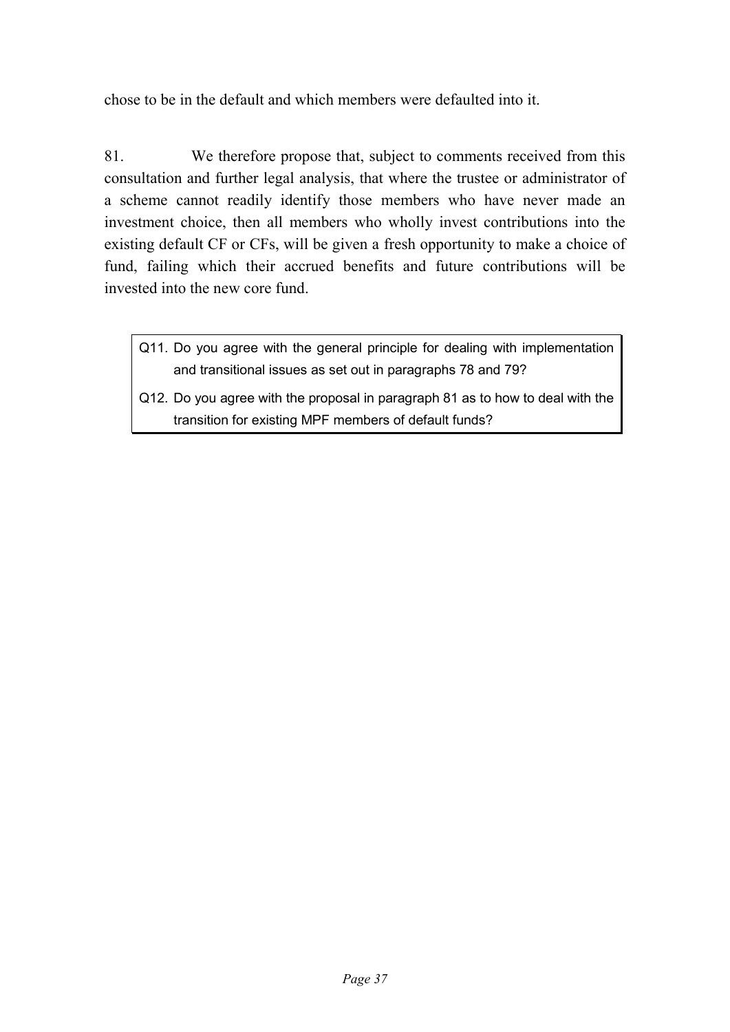chose to be in the default and which members were defaulted into it.

81. We therefore propose that, subject to comments received from this consultation and further legal analysis, that where the trustee or administrator of a scheme cannot readily identify those members who have never made an investment choice, then all members who wholly invest contributions into the existing default CF or CFs, will be given a fresh opportunity to make a choice of fund, failing which their accrued benefits and future contributions will be invested into the new core fund.

> Q11. Do you agree with the general principle for dealing with implementation and transitional issues as set out in paragraphs 78 and 79?
>
> Q12. Do you agree with the proposal in paragraph 81 as to how to deal with the transition for existing MPF members of default funds?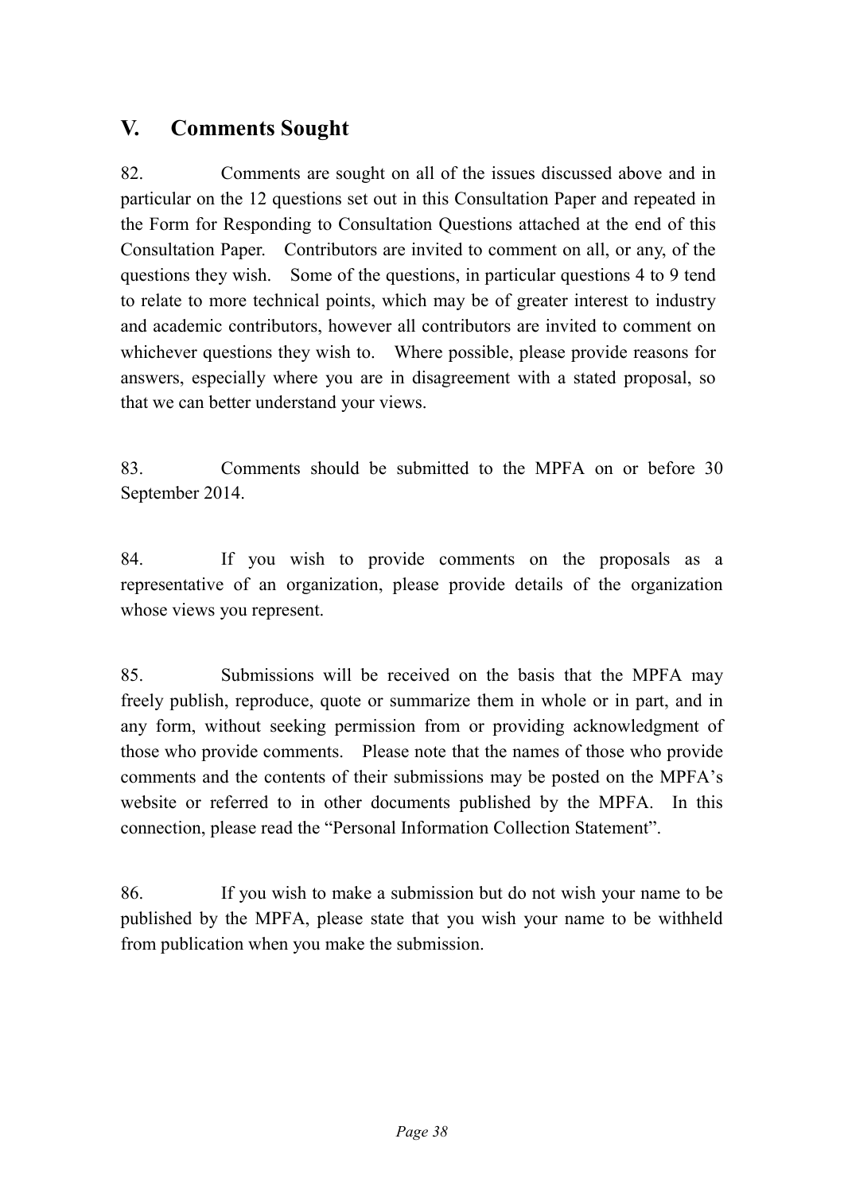## V. Comments Sought

82. Comments are sought on all of the issues discussed above and in particular on the 12 questions set out in this Consultation Paper and repeated in the Form for Responding to Consultation Questions attached at the end of this Consultation Paper. Contributors are invited to comment on all, or any, of the questions they wish. Some of the questions, in particular questions 4 to 9 tend to relate to more technical points, which may be of greater interest to industry and academic contributors, however all contributors are invited to comment on whichever questions they wish to. Where possible, please provide reasons for answers, especially where you are in disagreement with a stated proposal, so that we can better understand your views.

83. Comments should be submitted to the MPFA on or before 30 September 2014.

84. If you wish to provide comments on the proposals as a representative of an organization, please provide details of the organization whose views you represent.

85. Submissions will be received on the basis that the MPFA may freely publish, reproduce, quote or summarize them in whole or in part, and in any form, without seeking permission from or providing acknowledgment of those who provide comments. Please note that the names of those who provide comments and the contents of their submissions may be posted on the MPFA's website or referred to in other documents published by the MPFA. In this connection, please read the "Personal Information Collection Statement".

86. If you wish to make a submission but do not wish your name to be published by the MPFA, please state that you wish your name to be withheld from publication when you make the submission.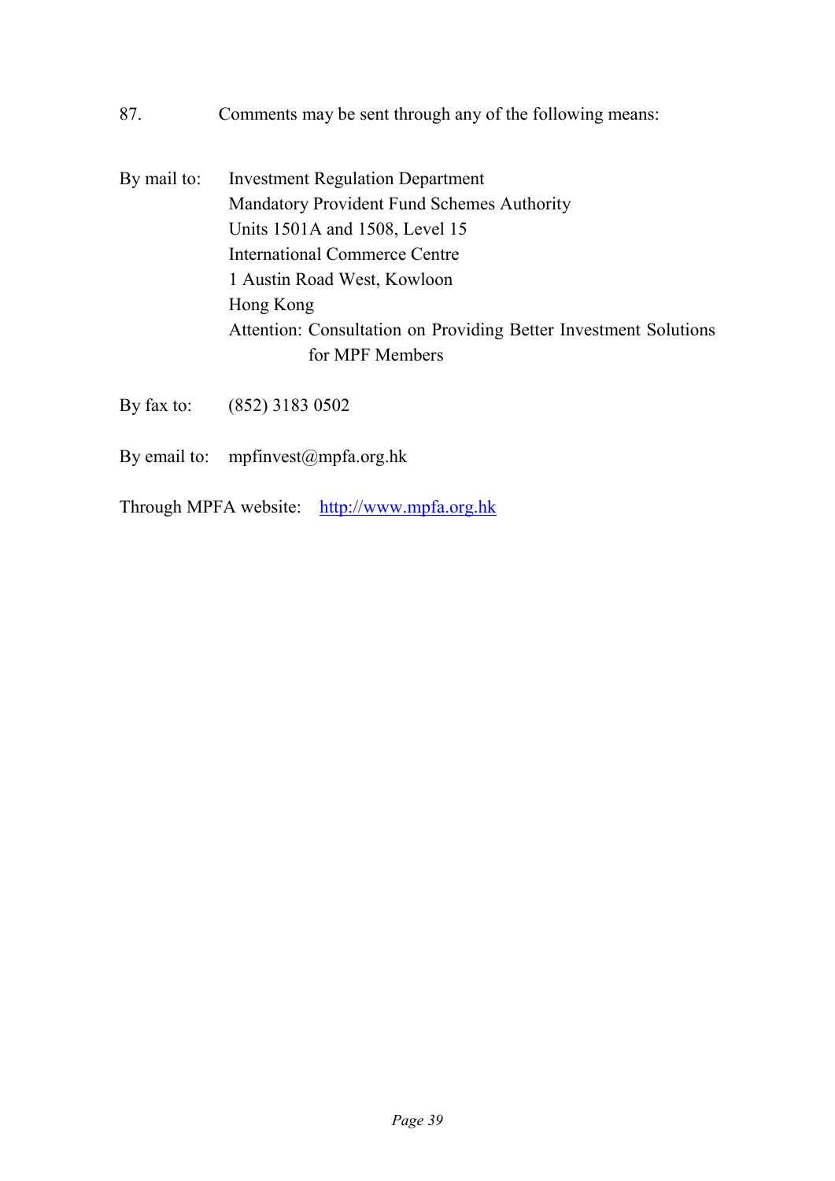87. Comments may be sent through any of the following means:

By mail to:

Investment Regulation Department
Mandatory Provident Fund Schemes Authority
Units 1501A and 1508, Level 15
International Commerce Centre
1 Austin Road West, Kowloon
Hong Kong
Attention: Consultation on Providing Better Investment Solutions for MPF Members

By fax to: (852) 3183 0502

By email to: mpfinvest@mpfa.org.hk

Through MPFA website: [http://www.mpfa.org.hk](http://www.mpfa.org.hk)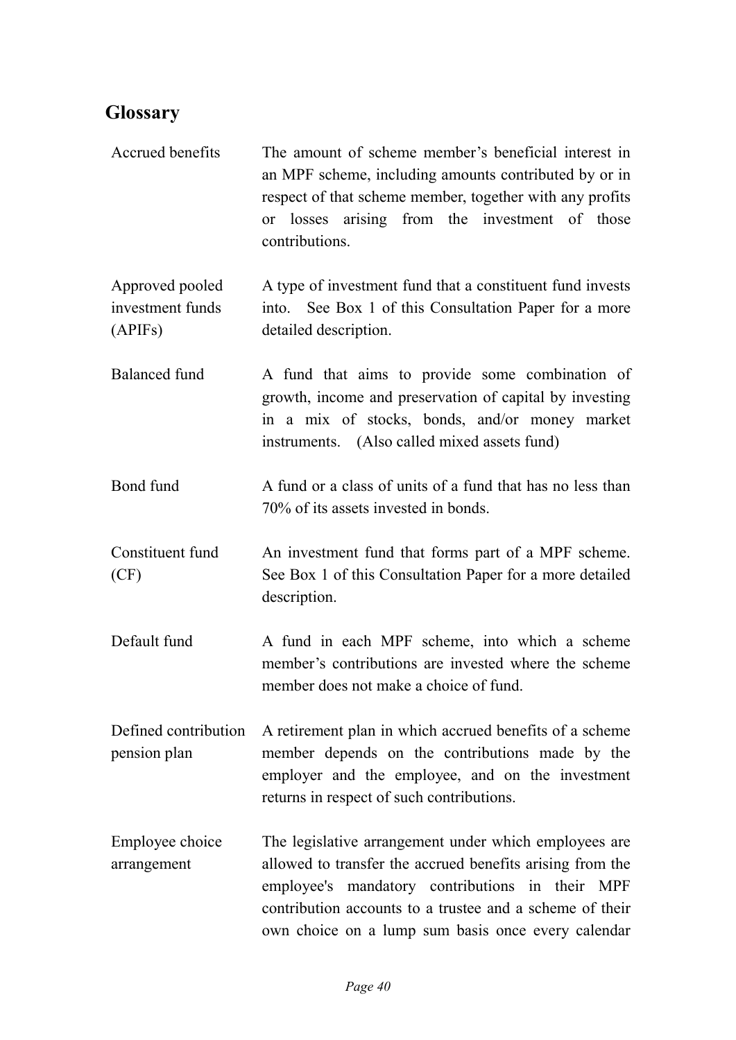## Glossary

| | |
|---|---|
| Accrued benefits | The amount of scheme member's beneficial interest in an MPF scheme, including amounts contributed by or in respect of that scheme member, together with any profits or losses arising from the investment of those contributions. |
| Approved pooled investment funds (APIFs) | A type of investment fund that a constituent fund invests into. See Box 1 of this Consultation Paper for a more detailed description. |
| Balanced fund | A fund that aims to provide some combination of growth, income and preservation of capital by investing in a mix of stocks, bonds, and/or money market instruments. (Also called mixed assets fund) |
| Bond fund | A fund or a class of units of a fund that has no less than 70% of its assets invested in bonds. |
| Constituent fund (CF) | An investment fund that forms part of a MPF scheme. See Box 1 of this Consultation Paper for a more detailed description. |
| Default fund | A fund in each MPF scheme, into which a scheme member's contributions are invested where the scheme member does not make a choice of fund. |
| Defined contribution pension plan | A retirement plan in which accrued benefits of a scheme member depends on the contributions made by the employer and the employee, and on the investment returns in respect of such contributions. |
| Employee choice arrangement | The legislative arrangement under which employees are allowed to transfer the accrued benefits arising from the employee's mandatory contributions in their MPF contribution accounts to a trustee and a scheme of their own choice on a lump sum basis once every calendar |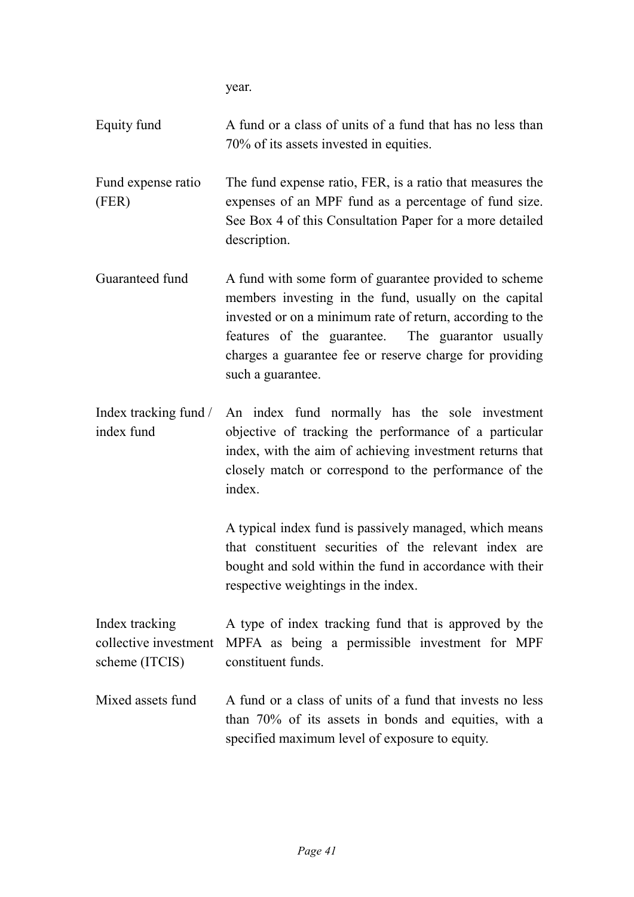year.

| | |
|---|---|
| Equity fund | A fund or a class of units of a fund that has no less than 70% of its assets invested in equities. |
| Fund expense ratio (FER) | The fund expense ratio, FER, is a ratio that measures the expenses of an MPF fund as a percentage of fund size. See Box 4 of this Consultation Paper for a more detailed description. |
| Guaranteed fund | A fund with some form of guarantee provided to scheme members investing in the fund, usually on the capital invested or on a minimum rate of return, according to the features of the guarantee. The guarantor usually charges a guarantee fee or reserve charge for providing such a guarantee. |
| Index tracking fund / index fund | An index fund normally has the sole investment objective of tracking the performance of a particular index, with the aim of achieving investment returns that closely match or correspond to the performance of the index.<br><br>A typical index fund is passively managed, which means that constituent securities of the relevant index are bought and sold within the fund in accordance with their respective weightings in the index. |
| Index tracking collective investment scheme (ITCIS) | A type of index tracking fund that is approved by the MPFA as being a permissible investment for MPF constituent funds. |
| Mixed assets fund | A fund or a class of units of a fund that invests no less than 70% of its assets in bonds and equities, with a specified maximum level of exposure to equity. |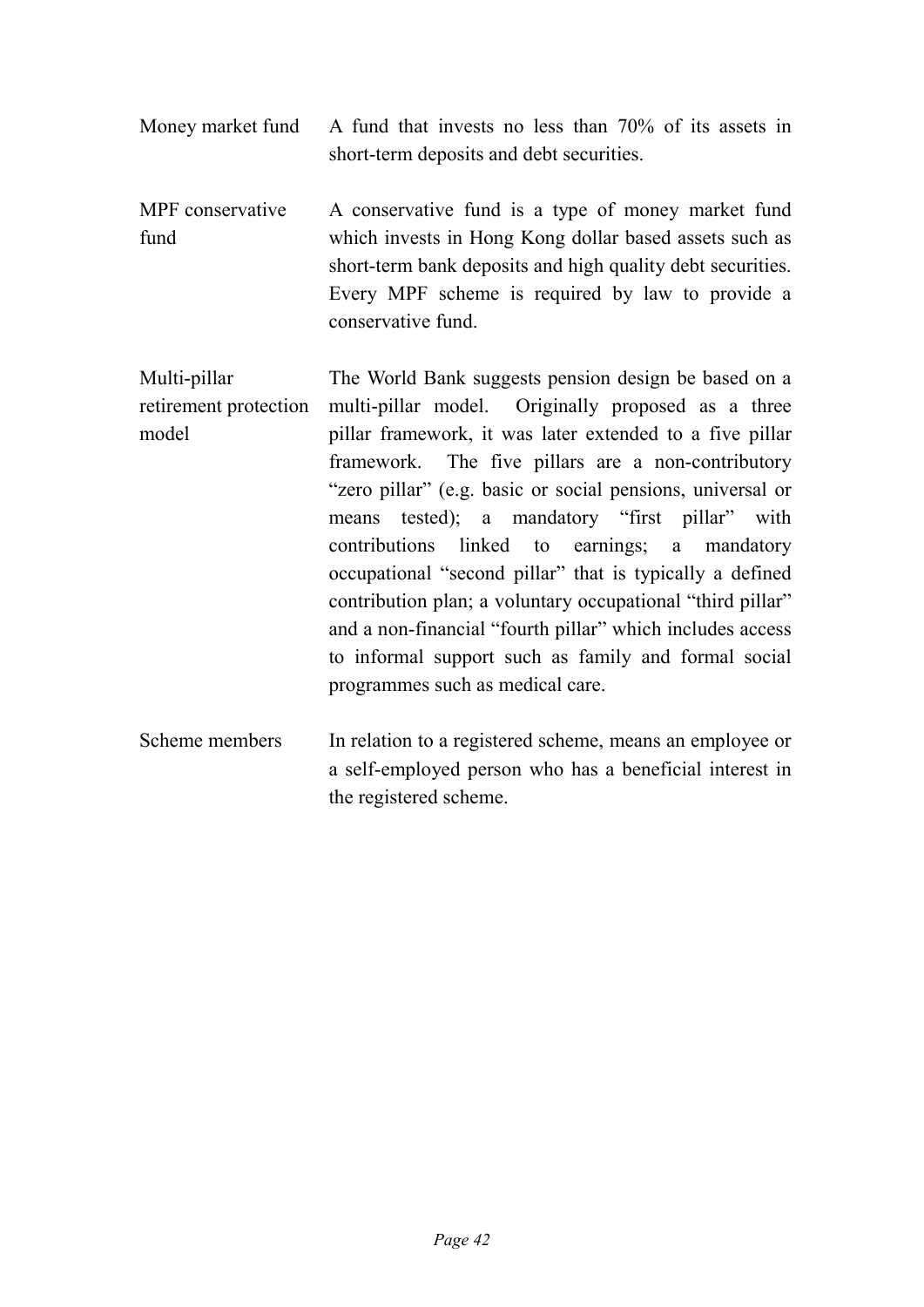| | |
|---|---|
| Money market fund | A fund that invests no less than 70% of its assets in short-term deposits and debt securities. |
| MPF conservative fund | A conservative fund is a type of money market fund which invests in Hong Kong dollar based assets such as short-term bank deposits and high quality debt securities. Every MPF scheme is required by law to provide a conservative fund. |
| Multi-pillar retirement protection model | The World Bank suggests pension design be based on a multi-pillar model. Originally proposed as a three pillar framework, it was later extended to a five pillar framework. The five pillars are a non-contributory "zero pillar" (e.g. basic or social pensions, universal or means tested); a mandatory "first pillar" with contributions linked to earnings; a mandatory occupational "second pillar" that is typically a defined contribution plan; a voluntary occupational "third pillar" and a non-financial "fourth pillar" which includes access to informal support such as family and formal social programmes such as medical care. |
| Scheme members | In relation to a registered scheme, means an employee or a self-employed person who has a beneficial interest in the registered scheme. |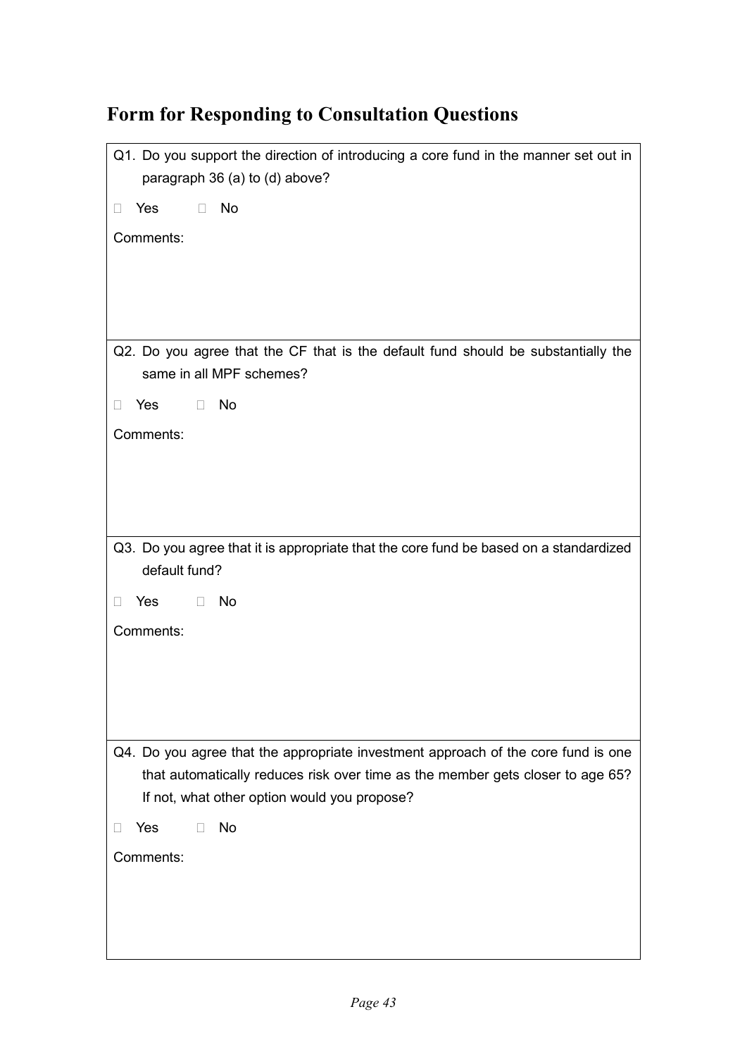## Form for Responding to Consultation Questions

Q1. Do you support the direction of introducing a core fund in the manner set out in paragraph 36 (a) to (d) above?

☐ Yes ☐ No

Comments:

---

Q2. Do you agree that the CF that is the default fund should be substantially the same in all MPF schemes?

☐ Yes ☐ No

Comments:

---

Q3. Do you agree that it is appropriate that the core fund be based on a standardized default fund?

☐ Yes ☐ No

Comments:

---

Q4. Do you agree that the appropriate investment approach of the core fund is one that automatically reduces risk over time as the member gets closer to age 65? If not, what other option would you propose?

☐ Yes ☐ No

Comments: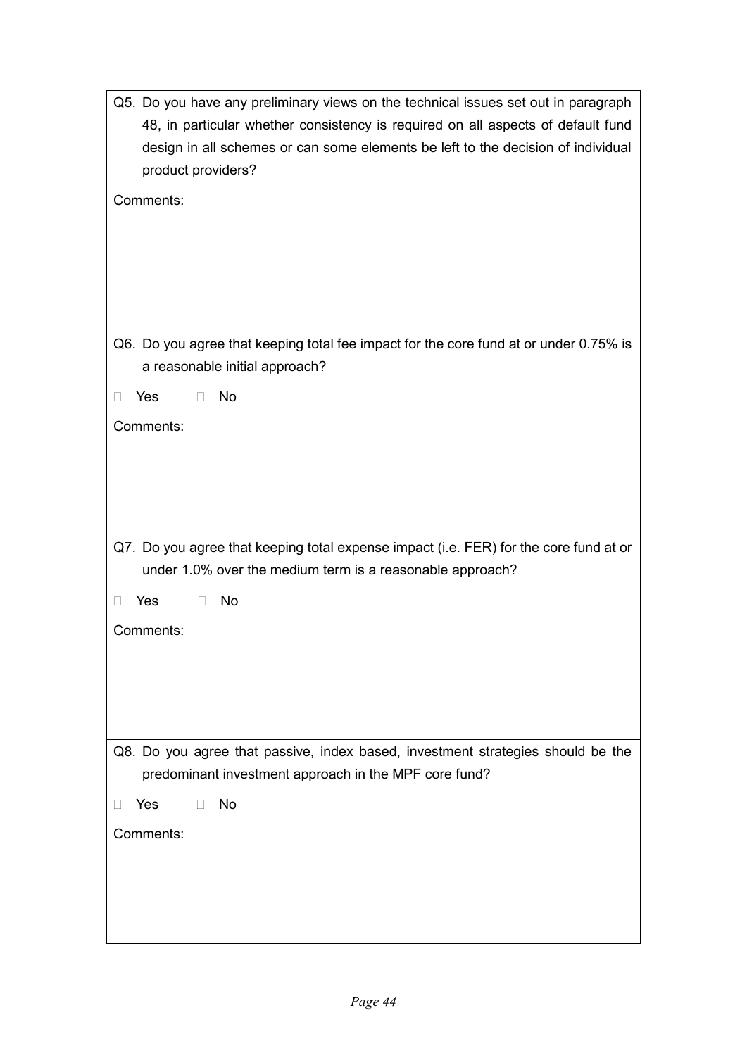Q5. Do you have any preliminary views on the technical issues set out in paragraph 48, in particular whether consistency is required on all aspects of default fund design in all schemes or can some elements be left to the decision of individual product providers?

Comments:

Q6. Do you agree that keeping total fee impact for the core fund at or under 0.75% is a reasonable initial approach?

☐ Yes ☐ No

Comments:

Q7. Do you agree that keeping total expense impact (i.e. FER) for the core fund at or under 1.0% over the medium term is a reasonable approach?

☐ Yes ☐ No

Comments:

Q8. Do you agree that passive, index based, investment strategies should be the predominant investment approach in the MPF core fund?

☐ Yes ☐ No

Comments: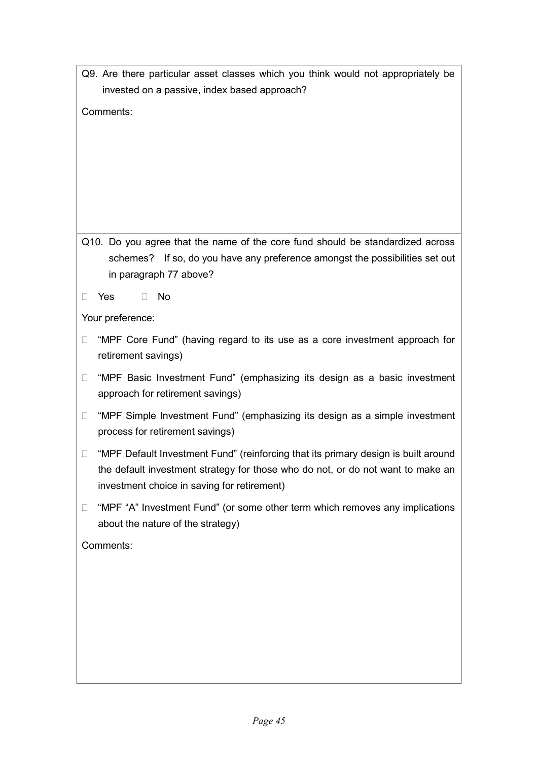Q9. Are there particular asset classes which you think would not appropriately be invested on a passive, index based approach?

Comments:

Q10. Do you agree that the name of the core fund should be standardized across schemes? If so, do you have any preference amongst the possibilities set out in paragraph 77 above?

- [ ] Yes
- [ ] No

Your preference:

- [ ] "MPF Core Fund" (having regard to its use as a core investment approach for retirement savings)
- [ ] "MPF Basic Investment Fund" (emphasizing its design as a basic investment approach for retirement savings)
- [ ] "MPF Simple Investment Fund" (emphasizing its design as a simple investment process for retirement savings)
- [ ] "MPF Default Investment Fund" (reinforcing that its primary design is built around the default investment strategy for those who do not, or do not want to make an investment choice in saving for retirement)
- [ ] "MPF "A" Investment Fund" (or some other term which removes any implications about the nature of the strategy)

Comments: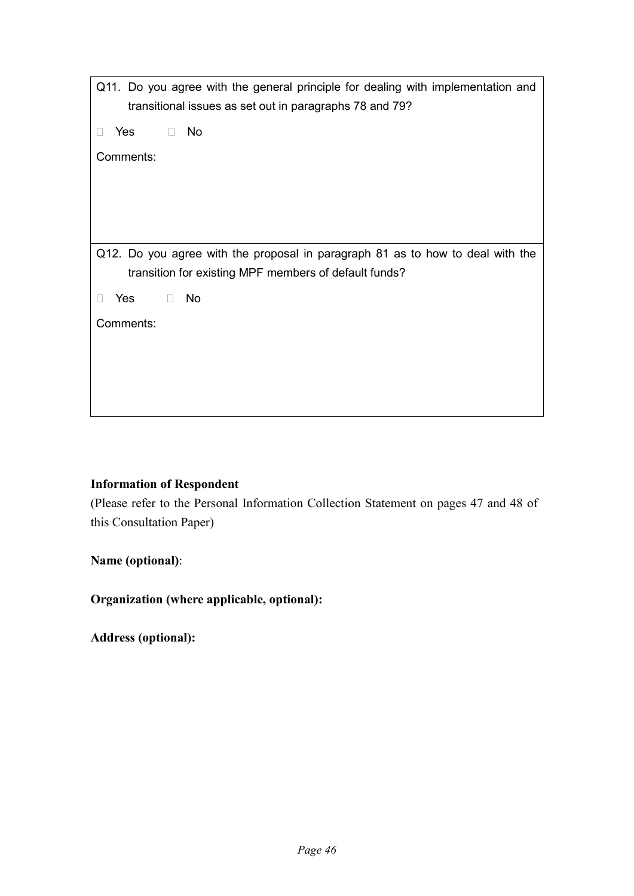Q11. Do you agree with the general principle for dealing with implementation and transitional issues as set out in paragraphs 78 and 79?

☐ Yes ☐ No

Comments:

Q12. Do you agree with the proposal in paragraph 81 as to how to deal with the transition for existing MPF members of default funds?

☐ Yes ☐ No

Comments:

**Information of Respondent**

(Please refer to the Personal Information Collection Statement on pages 47 and 48 of this Consultation Paper)

**Name (optional)**:

**Organization (where applicable, optional):**

**Address (optional):**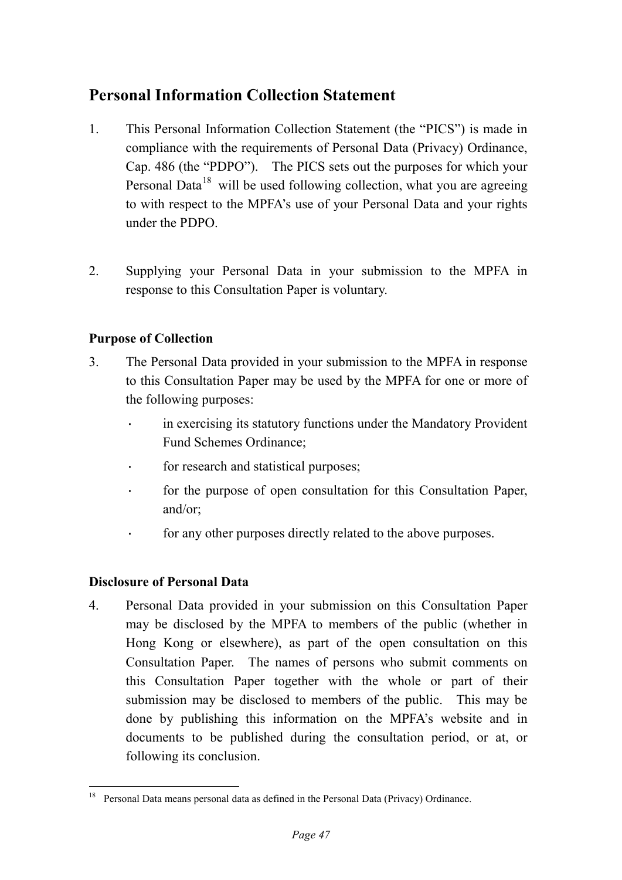## Personal Information Collection Statement

1. This Personal Information Collection Statement (the "PICS") is made in compliance with the requirements of Personal Data (Privacy) Ordinance, Cap. 486 (the "PDPO"). The PICS sets out the purposes for which your Personal Data[18] will be used following collection, what you are agreeing to with respect to the MPFA's use of your Personal Data and your rights under the PDPO.

2. Supplying your Personal Data in your submission to the MPFA in response to this Consultation Paper is voluntary.

### Purpose of Collection

3. The Personal Data provided in your submission to the MPFA in response to this Consultation Paper may be used by the MPFA for one or more of the following purposes:
   - in exercising its statutory functions under the Mandatory Provident Fund Schemes Ordinance;
   - for research and statistical purposes;
   - for the purpose of open consultation for this Consultation Paper, and/or;
   - for any other purposes directly related to the above purposes.

### Disclosure of Personal Data

4. Personal Data provided in your submission on this Consultation Paper may be disclosed by the MPFA to members of the public (whether in Hong Kong or elsewhere), as part of the open consultation on this Consultation Paper. The names of persons who submit comments on this Consultation Paper together with the whole or part of their submission may be disclosed to members of the public. This may be done by publishing this information on the MPFA's website and in documents to be published during the consultation period, or at, or following its conclusion.

---

[18] Personal Data means personal data as defined in the Personal Data (Privacy) Ordinance.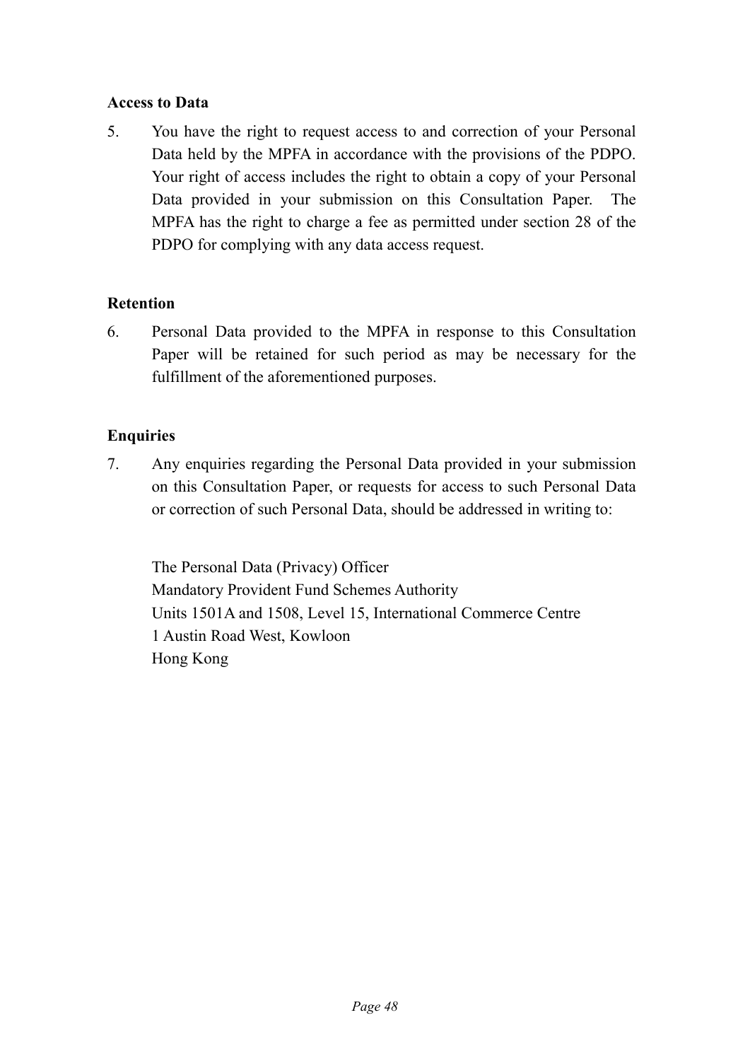**Access to Data**

5. You have the right to request access to and correction of your Personal Data held by the MPFA in accordance with the provisions of the PDPO. Your right of access includes the right to obtain a copy of your Personal Data provided in your submission on this Consultation Paper. The MPFA has the right to charge a fee as permitted under section 28 of the PDPO for complying with any data access request.

**Retention**

6. Personal Data provided to the MPFA in response to this Consultation Paper will be retained for such period as may be necessary for the fulfillment of the aforementioned purposes.

**Enquiries**

7. Any enquiries regarding the Personal Data provided in your submission on this Consultation Paper, or requests for access to such Personal Data or correction of such Personal Data, should be addressed in writing to:

   The Personal Data (Privacy) Officer
   Mandatory Provident Fund Schemes Authority
   Units 1501A and 1508, Level 15, International Commerce Centre
   1 Austin Road West, Kowloon
   Hong Kong